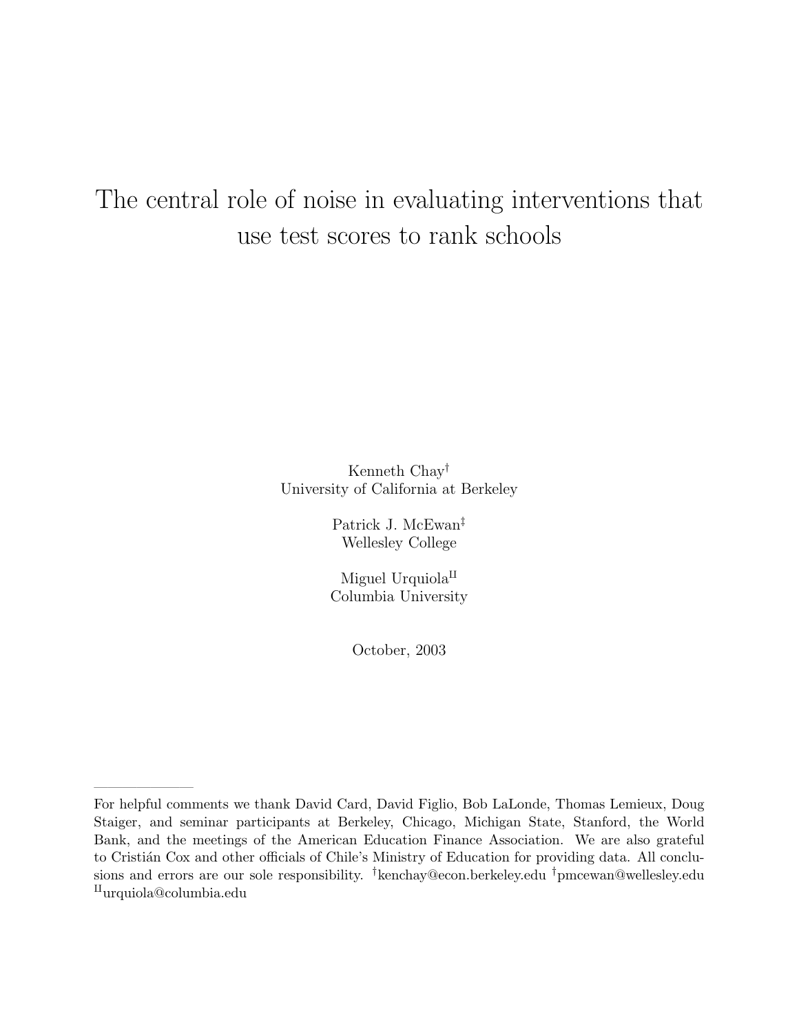# The central role of noise in evaluating interventions that use test scores to rank schools

Kenneth Chay[†]
University of California at Berkeley

Patrick J. McEwan[‡]
Wellesley College

Miguel Urquiola[II]
Columbia University

October, 2003

---

For helpful comments we thank David Card, David Figlio, Bob LaLonde, Thomas Lemieux, Doug Staiger, and seminar participants at Berkeley, Chicago, Michigan State, Stanford, the World Bank, and the meetings of the American Education Finance Association. We are also grateful to Cristián Cox and other officials of Chile's Ministry of Education for providing data. All conclusions and errors are our sole responsibility. [†]kenchay@econ.berkeley.edu [†]pmcewan@wellesley.edu [II]urquiola@columbia.edu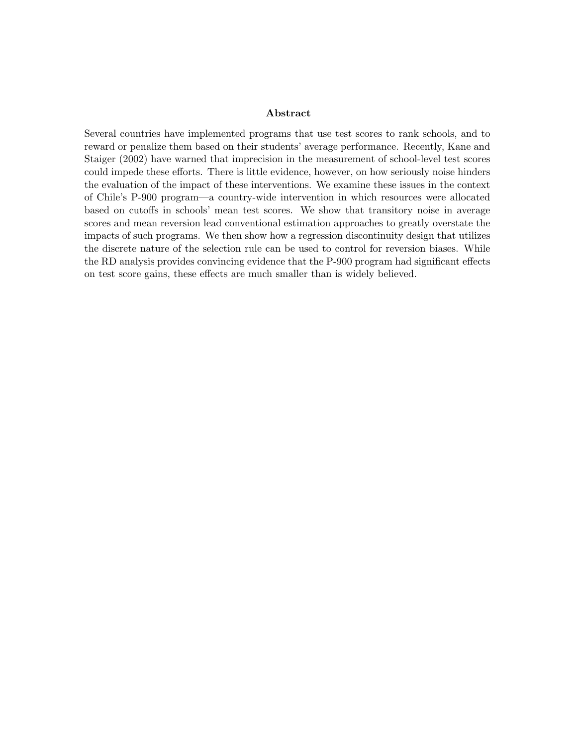## Abstract

Several countries have implemented programs that use test scores to rank schools, and to reward or penalize them based on their students' average performance. Recently, Kane and Staiger (2002) have warned that imprecision in the measurement of school-level test scores could impede these efforts. There is little evidence, however, on how seriously noise hinders the evaluation of the impact of these interventions. We examine these issues in the context of Chile's P-900 program—a country-wide intervention in which resources were allocated based on cutoffs in schools' mean test scores. We show that transitory noise in average scores and mean reversion lead conventional estimation approaches to greatly overstate the impacts of such programs. We then show how a regression discontinuity design that utilizes the discrete nature of the selection rule can be used to control for reversion biases. While the RD analysis provides convincing evidence that the P-900 program had significant effects on test score gains, these effects are much smaller than is widely believed.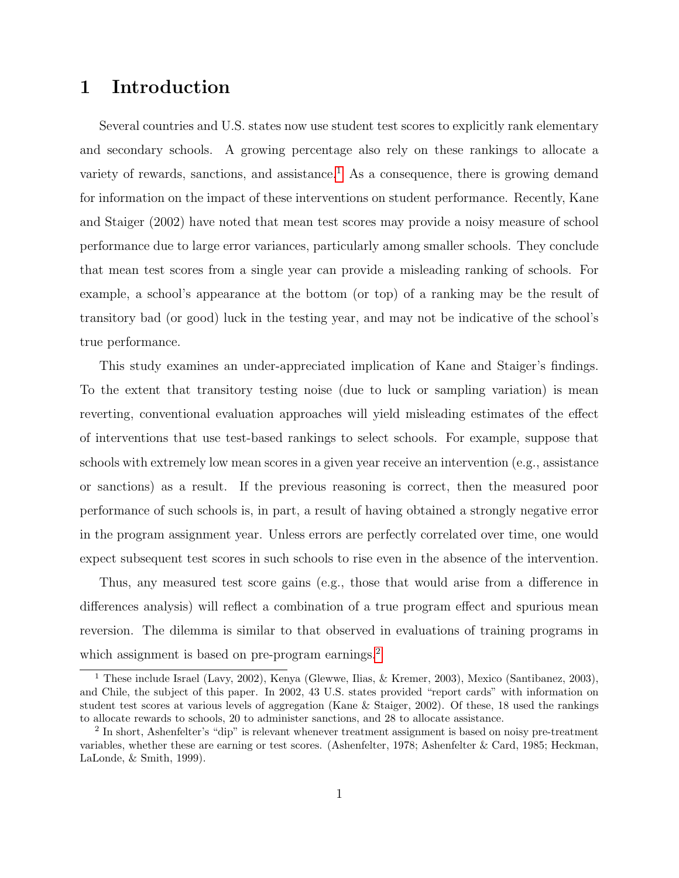# 1 Introduction

Several countries and U.S. states now use student test scores to explicitly rank elementary and secondary schools. A growing percentage also rely on these rankings to allocate a variety of rewards, sanctions, and assistance.[1] As a consequence, there is growing demand for information on the impact of these interventions on student performance. Recently, Kane and Staiger (2002) have noted that mean test scores may provide a noisy measure of school performance due to large error variances, particularly among smaller schools. They conclude that mean test scores from a single year can provide a misleading ranking of schools. For example, a school's appearance at the bottom (or top) of a ranking may be the result of transitory bad (or good) luck in the testing year, and may not be indicative of the school's true performance.

This study examines an under-appreciated implication of Kane and Staiger's findings. To the extent that transitory testing noise (due to luck or sampling variation) is mean reverting, conventional evaluation approaches will yield misleading estimates of the effect of interventions that use test-based rankings to select schools. For example, suppose that schools with extremely low mean scores in a given year receive an intervention (e.g., assistance or sanctions) as a result. If the previous reasoning is correct, then the measured poor performance of such schools is, in part, a result of having obtained a strongly negative error in the program assignment year. Unless errors are perfectly correlated over time, one would expect subsequent test scores in such schools to rise even in the absence of the intervention.

Thus, any measured test score gains (e.g., those that would arise from a difference in differences analysis) will reflect a combination of a true program effect and spurious mean reversion. The dilemma is similar to that observed in evaluations of training programs in which assignment is based on pre-program earnings.[2]

---

[1] These include Israel (Lavy, 2002), Kenya (Glewwe, Ilias, & Kremer, 2003), Mexico (Santibanez, 2003), and Chile, the subject of this paper. In 2002, 43 U.S. states provided "report cards" with information on student test scores at various levels of aggregation (Kane & Staiger, 2002). Of these, 18 used the rankings to allocate rewards to schools, 20 to administer sanctions, and 28 to allocate assistance.

[2] In short, Ashenfelter's "dip" is relevant whenever treatment assignment is based on noisy pre-treatment variables, whether these are earning or test scores. (Ashenfelter, 1978; Ashenfelter & Card, 1985; Heckman, LaLonde, & Smith, 1999).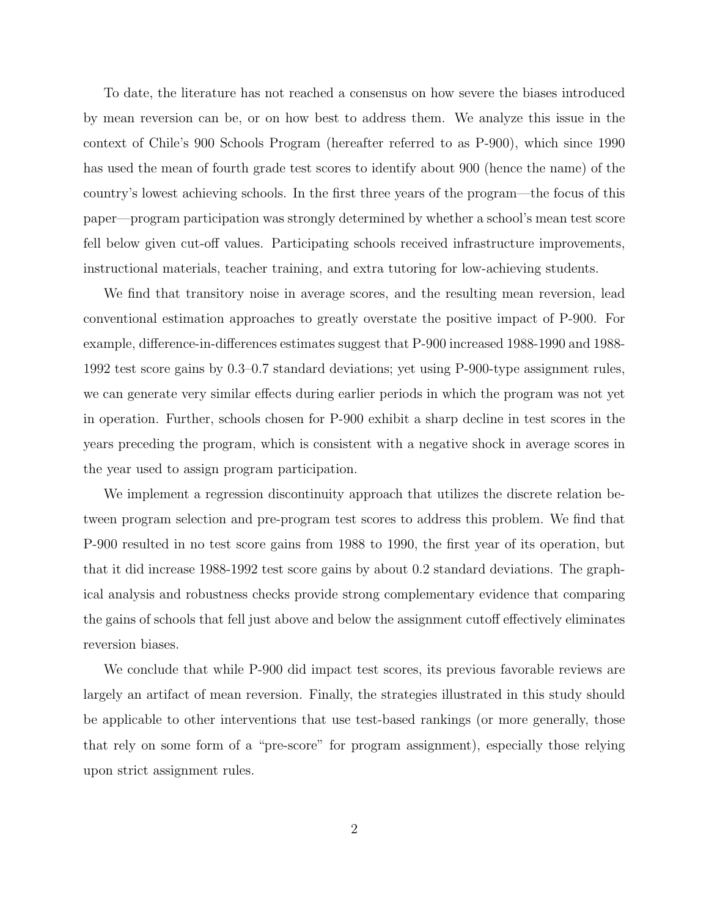To date, the literature has not reached a consensus on how severe the biases introduced by mean reversion can be, or on how best to address them. We analyze this issue in the context of Chile's 900 Schools Program (hereafter referred to as P-900), which since 1990 has used the mean of fourth grade test scores to identify about 900 (hence the name) of the country's lowest achieving schools. In the first three years of the program—the focus of this paper—program participation was strongly determined by whether a school's mean test score fell below given cut-off values. Participating schools received infrastructure improvements, instructional materials, teacher training, and extra tutoring for low-achieving students.

We find that transitory noise in average scores, and the resulting mean reversion, lead conventional estimation approaches to greatly overstate the positive impact of P-900. For example, difference-in-differences estimates suggest that P-900 increased 1988-1990 and 1988-1992 test score gains by 0.3–0.7 standard deviations; yet using P-900-type assignment rules, we can generate very similar effects during earlier periods in which the program was not yet in operation. Further, schools chosen for P-900 exhibit a sharp decline in test scores in the years preceding the program, which is consistent with a negative shock in average scores in the year used to assign program participation.

We implement a regression discontinuity approach that utilizes the discrete relation between program selection and pre-program test scores to address this problem. We find that P-900 resulted in no test score gains from 1988 to 1990, the first year of its operation, but that it did increase 1988-1992 test score gains by about 0.2 standard deviations. The graphical analysis and robustness checks provide strong complementary evidence that comparing the gains of schools that fell just above and below the assignment cutoff effectively eliminates reversion biases.

We conclude that while P-900 did impact test scores, its previous favorable reviews are largely an artifact of mean reversion. Finally, the strategies illustrated in this study should be applicable to other interventions that use test-based rankings (or more generally, those that rely on some form of a "pre-score" for program assignment), especially those relying upon strict assignment rules.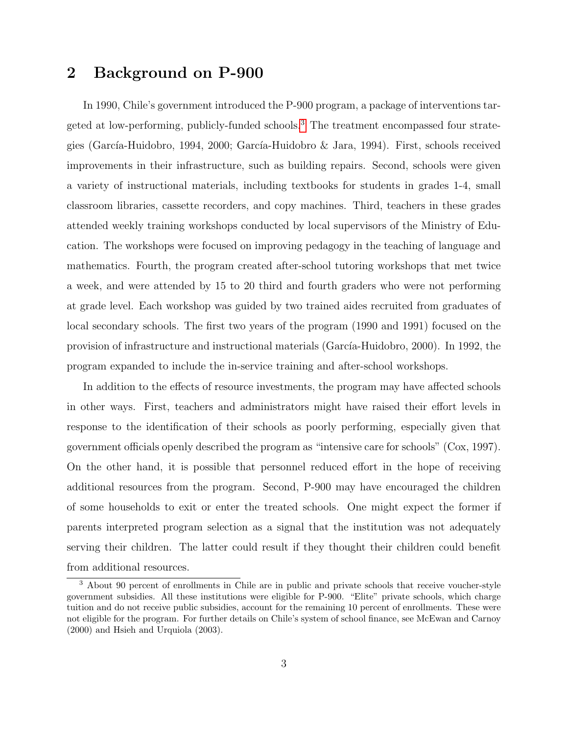## 2 Background on P-900

In 1990, Chile's government introduced the P-900 program, a package of interventions targeted at low-performing, publicly-funded schools.[3] The treatment encompassed four strategies (García-Huidobro, 1994, 2000; García-Huidobro & Jara, 1994). First, schools received improvements in their infrastructure, such as building repairs. Second, schools were given a variety of instructional materials, including textbooks for students in grades 1-4, small classroom libraries, cassette recorders, and copy machines. Third, teachers in these grades attended weekly training workshops conducted by local supervisors of the Ministry of Education. The workshops were focused on improving pedagogy in the teaching of language and mathematics. Fourth, the program created after-school tutoring workshops that met twice a week, and were attended by 15 to 20 third and fourth graders who were not performing at grade level. Each workshop was guided by two trained aides recruited from graduates of local secondary schools. The first two years of the program (1990 and 1991) focused on the provision of infrastructure and instructional materials (García-Huidobro, 2000). In 1992, the program expanded to include the in-service training and after-school workshops.

In addition to the effects of resource investments, the program may have affected schools in other ways. First, teachers and administrators might have raised their effort levels in response to the identification of their schools as poorly performing, especially given that government officials openly described the program as "intensive care for schools" (Cox, 1997). On the other hand, it is possible that personnel reduced effort in the hope of receiving additional resources from the program. Second, P-900 may have encouraged the children of some households to exit or enter the treated schools. One might expect the former if parents interpreted program selection as a signal that the institution was not adequately serving their children. The latter could result if they thought their children could benefit from additional resources.

[3] About 90 percent of enrollments in Chile are in public and private schools that receive voucher-style government subsidies. All these institutions were eligible for P-900. "Elite" private schools, which charge tuition and do not receive public subsidies, account for the remaining 10 percent of enrollments. These were not eligible for the program. For further details on Chile's system of school finance, see McEwan and Carnoy (2000) and Hsieh and Urquiola (2003).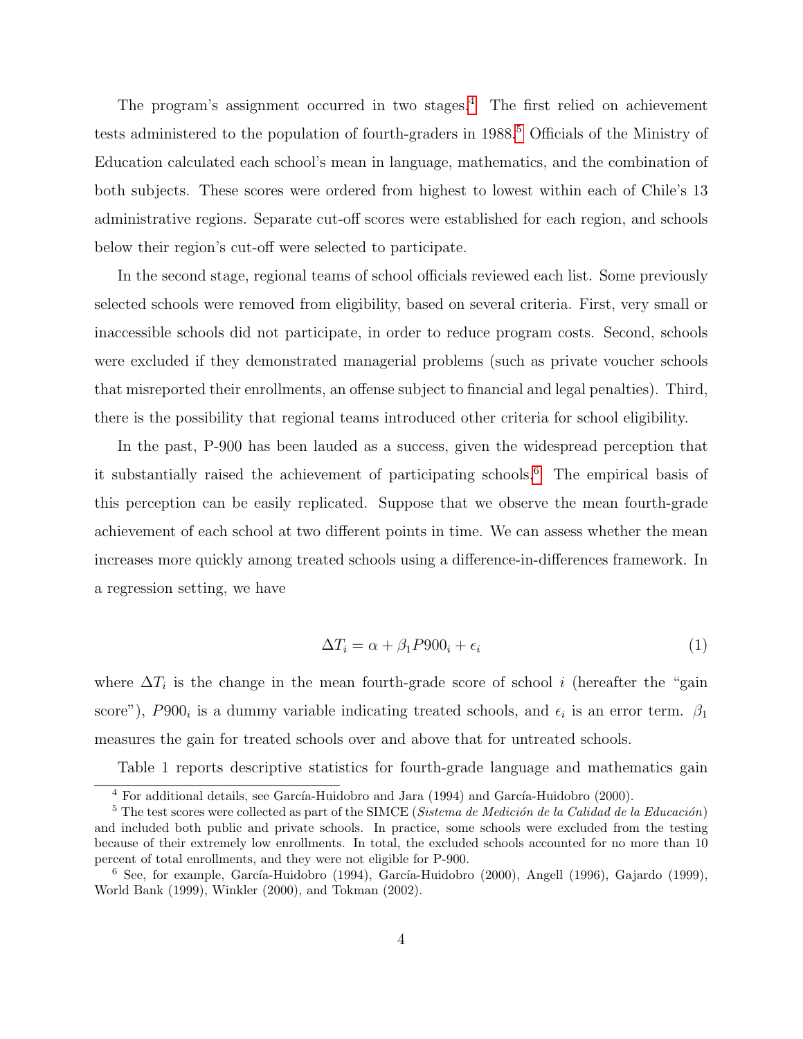The program's assignment occurred in two stages.[4] The first relied on achievement tests administered to the population of fourth-graders in 1988.[5] Officials of the Ministry of Education calculated each school's mean in language, mathematics, and the combination of both subjects. These scores were ordered from highest to lowest within each of Chile's 13 administrative regions. Separate cut-off scores were established for each region, and schools below their region's cut-off were selected to participate.

In the second stage, regional teams of school officials reviewed each list. Some previously selected schools were removed from eligibility, based on several criteria. First, very small or inaccessible schools did not participate, in order to reduce program costs. Second, schools were excluded if they demonstrated managerial problems (such as private voucher schools that misreported their enrollments, an offense subject to financial and legal penalties). Third, there is the possibility that regional teams introduced other criteria for school eligibility.

In the past, P-900 has been lauded as a success, given the widespread perception that it substantially raised the achievement of participating schools.[6] The empirical basis of this perception can be easily replicated. Suppose that we observe the mean fourth-grade achievement of each school at two different points in time. We can assess whether the mean increases more quickly among treated schools using a difference-in-differences framework. In a regression setting, we have

$$\Delta T_i = \alpha + \beta_1 P900_i + \epsilon_i \tag{1}$$

where $\Delta T_i$ is the change in the mean fourth-grade score of school $i$ (hereafter the "gain score"), $P900_i$ is a dummy variable indicating treated schools, and $\epsilon_i$ is an error term. $\beta_1$ measures the gain for treated schools over and above that for untreated schools.

Table 1 reports descriptive statistics for fourth-grade language and mathematics gain

---

[4] For additional details, see García-Huidobro and Jara (1994) and García-Huidobro (2000).

[5] The test scores were collected as part of the SIMCE (*Sistema de Medición de la Calidad de la Educación*) and included both public and private schools. In practice, some schools were excluded from the testing because of their extremely low enrollments. In total, the excluded schools accounted for no more than 10 percent of total enrollments, and they were not eligible for P-900.

[6] See, for example, García-Huidobro (1994), García-Huidobro (2000), Angell (1996), Gajardo (1999), World Bank (1999), Winkler (2000), and Tokman (2002).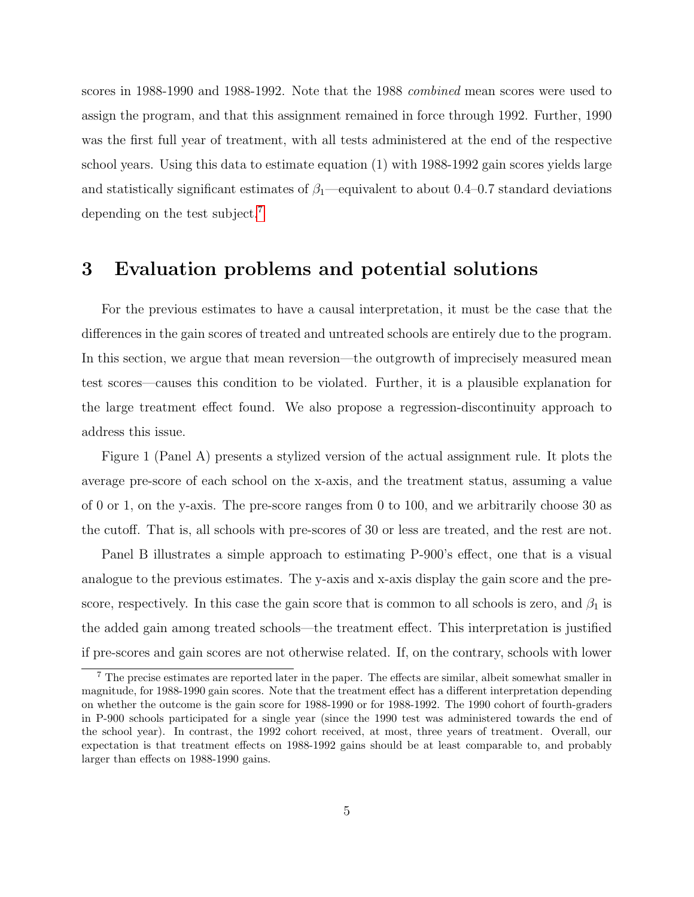scores in 1988-1990 and 1988-1992. Note that the 1988 *combined* mean scores were used to assign the program, and that this assignment remained in force through 1992. Further, 1990 was the first full year of treatment, with all tests administered at the end of the respective school years. Using this data to estimate equation (1) with 1988-1992 gain scores yields large and statistically significant estimates of $\beta_1$—equivalent to about 0.4–0.7 standard deviations depending on the test subject.[7]

# 3 Evaluation problems and potential solutions

For the previous estimates to have a causal interpretation, it must be the case that the differences in the gain scores of treated and untreated schools are entirely due to the program. In this section, we argue that mean reversion—the outgrowth of imprecisely measured mean test scores—causes this condition to be violated. Further, it is a plausible explanation for the large treatment effect found. We also propose a regression-discontinuity approach to address this issue.

Figure 1 (Panel A) presents a stylized version of the actual assignment rule. It plots the average pre-score of each school on the x-axis, and the treatment status, assuming a value of 0 or 1, on the y-axis. The pre-score ranges from 0 to 100, and we arbitrarily choose 30 as the cutoff. That is, all schools with pre-scores of 30 or less are treated, and the rest are not.

Panel B illustrates a simple approach to estimating P-900's effect, one that is a visual analogue to the previous estimates. The y-axis and x-axis display the gain score and the pre-score, respectively. In this case the gain score that is common to all schools is zero, and $\beta_1$ is the added gain among treated schools—the treatment effect. This interpretation is justified if pre-scores and gain scores are not otherwise related. If, on the contrary, schools with lower

[7] The precise estimates are reported later in the paper. The effects are similar, albeit somewhat smaller in magnitude, for 1988-1990 gain scores. Note that the treatment effect has a different interpretation depending on whether the outcome is the gain score for 1988-1990 or for 1988-1992. The 1990 cohort of fourth-graders in P-900 schools participated for a single year (since the 1990 test was administered towards the end of the school year). In contrast, the 1992 cohort received, at most, three years of treatment. Overall, our expectation is that treatment effects on 1988-1992 gains should be at least comparable to, and probably larger than effects on 1988-1990 gains.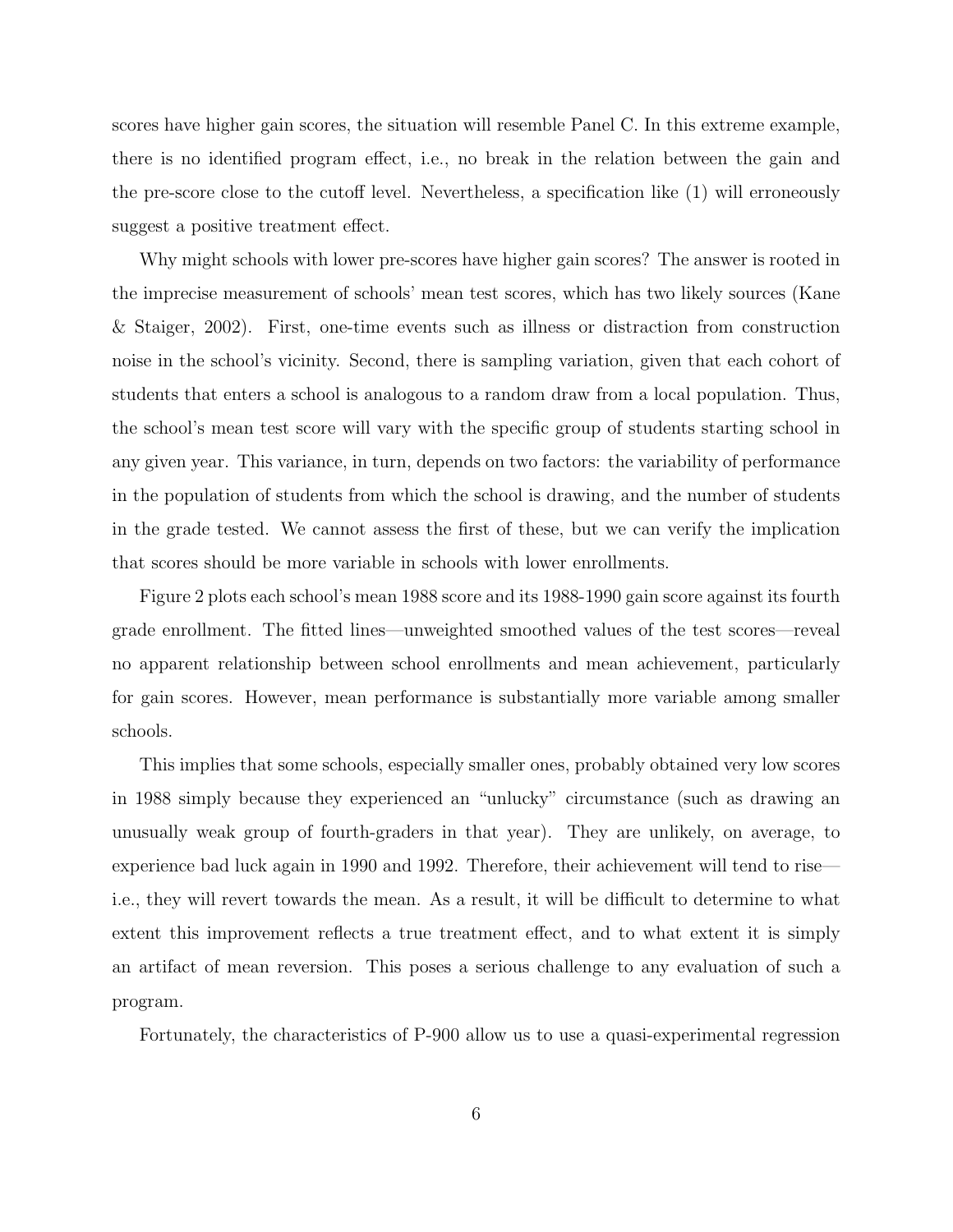scores have higher gain scores, the situation will resemble Panel C. In this extreme example, there is no identified program effect, i.e., no break in the relation between the gain and the pre-score close to the cutoff level. Nevertheless, a specification like (1) will erroneously suggest a positive treatment effect.

Why might schools with lower pre-scores have higher gain scores? The answer is rooted in the imprecise measurement of schools' mean test scores, which has two likely sources (Kane & Staiger, 2002). First, one-time events such as illness or distraction from construction noise in the school's vicinity. Second, there is sampling variation, given that each cohort of students that enters a school is analogous to a random draw from a local population. Thus, the school's mean test score will vary with the specific group of students starting school in any given year. This variance, in turn, depends on two factors: the variability of performance in the population of students from which the school is drawing, and the number of students in the grade tested. We cannot assess the first of these, but we can verify the implication that scores should be more variable in schools with lower enrollments.

Figure 2 plots each school's mean 1988 score and its 1988-1990 gain score against its fourth grade enrollment. The fitted lines—unweighted smoothed values of the test scores—reveal no apparent relationship between school enrollments and mean achievement, particularly for gain scores. However, mean performance is substantially more variable among smaller schools.

This implies that some schools, especially smaller ones, probably obtained very low scores in 1988 simply because they experienced an "unlucky" circumstance (such as drawing an unusually weak group of fourth-graders in that year). They are unlikely, on average, to experience bad luck again in 1990 and 1992. Therefore, their achievement will tend to rise—i.e., they will revert towards the mean. As a result, it will be difficult to determine to what extent this improvement reflects a true treatment effect, and to what extent it is simply an artifact of mean reversion. This poses a serious challenge to any evaluation of such a program.

Fortunately, the characteristics of P-900 allow us to use a quasi-experimental regression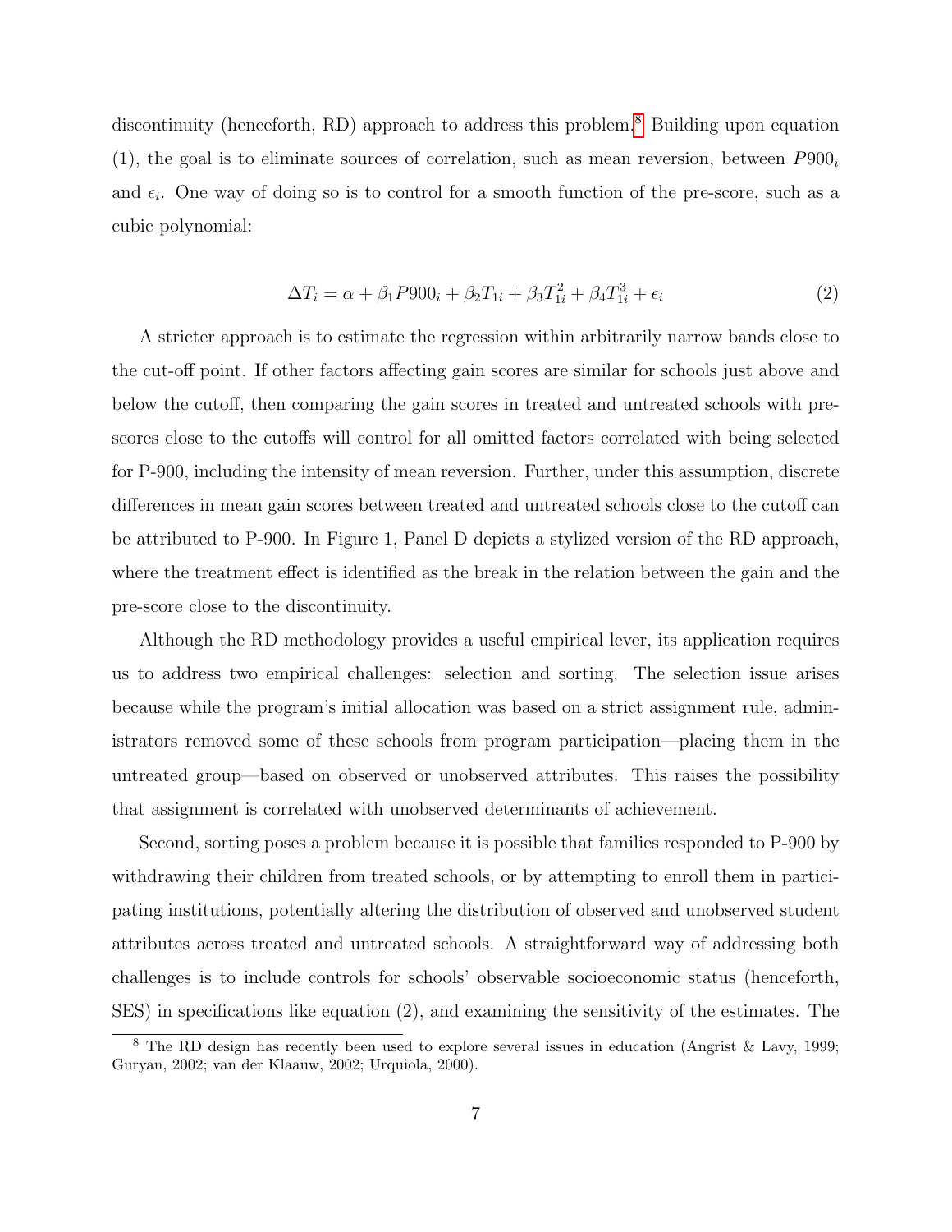discontinuity (henceforth, RD) approach to address this problem.[8] Building upon equation (1), the goal is to eliminate sources of correlation, such as mean reversion, between $P900_i$ and $\epsilon_i$. One way of doing so is to control for a smooth function of the pre-score, such as a cubic polynomial:

$$\Delta T_i = \alpha + \beta_1 P900_i + \beta_2 T_{1i} + \beta_3 T_{1i}^2 + \beta_4 T_{1i}^3 + \epsilon_i \tag{2}$$

A stricter approach is to estimate the regression within arbitrarily narrow bands close to the cut-off point. If other factors affecting gain scores are similar for schools just above and below the cutoff, then comparing the gain scores in treated and untreated schools with pre-scores close to the cutoffs will control for all omitted factors correlated with being selected for P-900, including the intensity of mean reversion. Further, under this assumption, discrete differences in mean gain scores between treated and untreated schools close to the cutoff can be attributed to P-900. In Figure 1, Panel D depicts a stylized version of the RD approach, where the treatment effect is identified as the break in the relation between the gain and the pre-score close to the discontinuity.

Although the RD methodology provides a useful empirical lever, its application requires us to address two empirical challenges: selection and sorting. The selection issue arises because while the program's initial allocation was based on a strict assignment rule, administrators removed some of these schools from program participation—placing them in the untreated group—based on observed or unobserved attributes. This raises the possibility that assignment is correlated with unobserved determinants of achievement.

Second, sorting poses a problem because it is possible that families responded to P-900 by withdrawing their children from treated schools, or by attempting to enroll them in participating institutions, potentially altering the distribution of observed and unobserved student attributes across treated and untreated schools. A straightforward way of addressing both challenges is to include controls for schools' observable socioeconomic status (henceforth, SES) in specifications like equation (2), and examining the sensitivity of the estimates. The

[8] The RD design has recently been used to explore several issues in education (Angrist & Lavy, 1999; Guryan, 2002; van der Klaauw, 2002; Urquiola, 2000).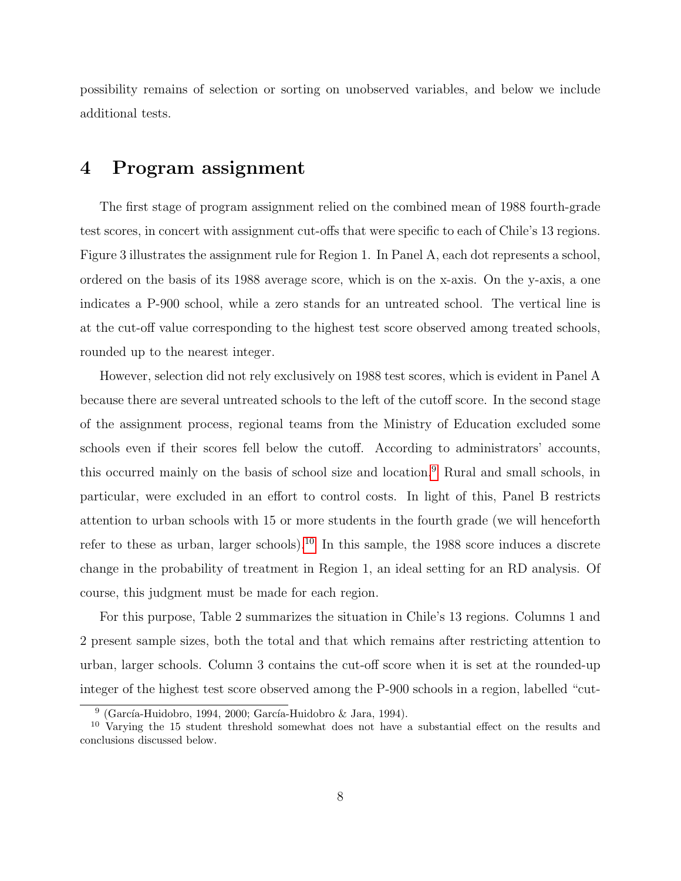possibility remains of selection or sorting on unobserved variables, and below we include additional tests.

## 4 Program assignment

The first stage of program assignment relied on the combined mean of 1988 fourth-grade test scores, in concert with assignment cut-offs that were specific to each of Chile's 13 regions. Figure 3 illustrates the assignment rule for Region 1. In Panel A, each dot represents a school, ordered on the basis of its 1988 average score, which is on the x-axis. On the y-axis, a one indicates a P-900 school, while a zero stands for an untreated school. The vertical line is at the cut-off value corresponding to the highest test score observed among treated schools, rounded up to the nearest integer.

However, selection did not rely exclusively on 1988 test scores, which is evident in Panel A because there are several untreated schools to the left of the cutoff score. In the second stage of the assignment process, regional teams from the Ministry of Education excluded some schools even if their scores fell below the cutoff. According to administrators' accounts, this occurred mainly on the basis of school size and location.[9] Rural and small schools, in particular, were excluded in an effort to control costs. In light of this, Panel B restricts attention to urban schools with 15 or more students in the fourth grade (we will henceforth refer to these as urban, larger schools).[10] In this sample, the 1988 score induces a discrete change in the probability of treatment in Region 1, an ideal setting for an RD analysis. Of course, this judgment must be made for each region.

For this purpose, Table 2 summarizes the situation in Chile's 13 regions. Columns 1 and 2 present sample sizes, both the total and that which remains after restricting attention to urban, larger schools. Column 3 contains the cut-off score when it is set at the rounded-up integer of the highest test score observed among the P-900 schools in a region, labelled "cut-

[9] (García-Huidobro, 1994, 2000; García-Huidobro & Jara, 1994).

[10] Varying the 15 student threshold somewhat does not have a substantial effect on the results and conclusions discussed below.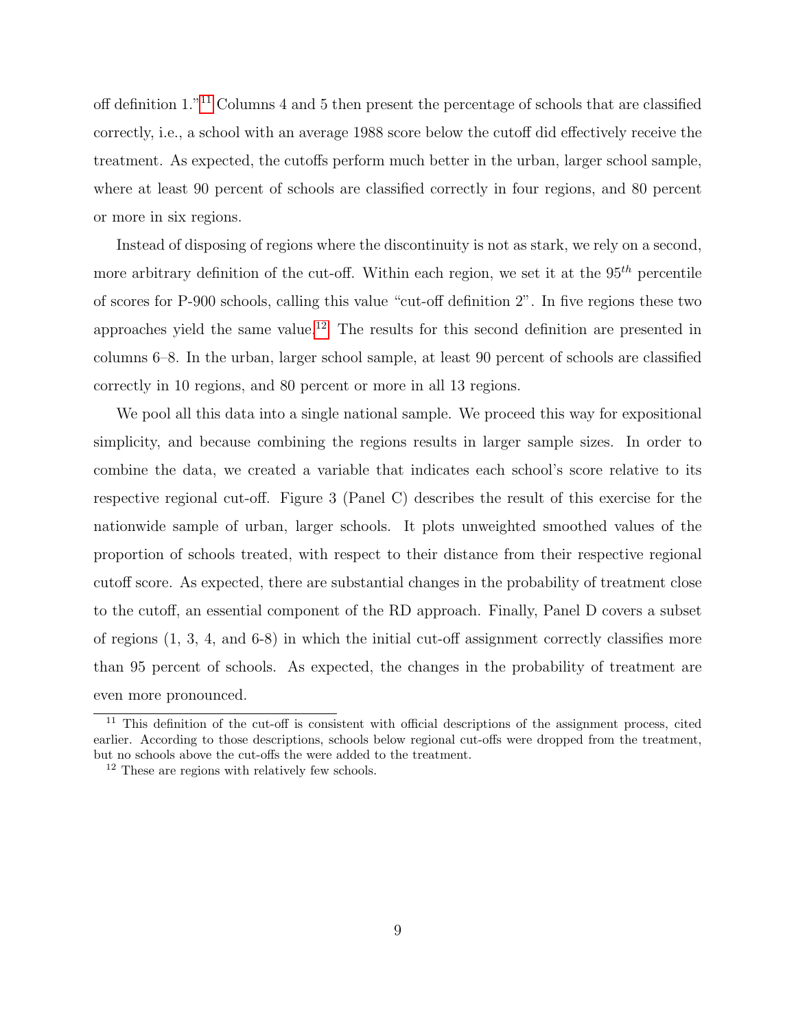off definition 1."[11] Columns 4 and 5 then present the percentage of schools that are classified correctly, i.e., a school with an average 1988 score below the cutoff did effectively receive the treatment. As expected, the cutoffs perform much better in the urban, larger school sample, where at least 90 percent of schools are classified correctly in four regions, and 80 percent or more in six regions.

Instead of disposing of regions where the discontinuity is not as stark, we rely on a second, more arbitrary definition of the cut-off. Within each region, we set it at the $95^{th}$ percentile of scores for P-900 schools, calling this value "cut-off definition 2". In five regions these two approaches yield the same value.[12] The results for this second definition are presented in columns 6–8. In the urban, larger school sample, at least 90 percent of schools are classified correctly in 10 regions, and 80 percent or more in all 13 regions.

We pool all this data into a single national sample. We proceed this way for expositional simplicity, and because combining the regions results in larger sample sizes. In order to combine the data, we created a variable that indicates each school's score relative to its respective regional cut-off. Figure 3 (Panel C) describes the result of this exercise for the nationwide sample of urban, larger schools. It plots unweighted smoothed values of the proportion of schools treated, with respect to their distance from their respective regional cutoff score. As expected, there are substantial changes in the probability of treatment close to the cutoff, an essential component of the RD approach. Finally, Panel D covers a subset of regions (1, 3, 4, and 6-8) in which the initial cut-off assignment correctly classifies more than 95 percent of schools. As expected, the changes in the probability of treatment are even more pronounced.

[11] This definition of the cut-off is consistent with official descriptions of the assignment process, cited earlier. According to those descriptions, schools below regional cut-offs were dropped from the treatment, but no schools above the cut-offs the were added to the treatment.

[12] These are regions with relatively few schools.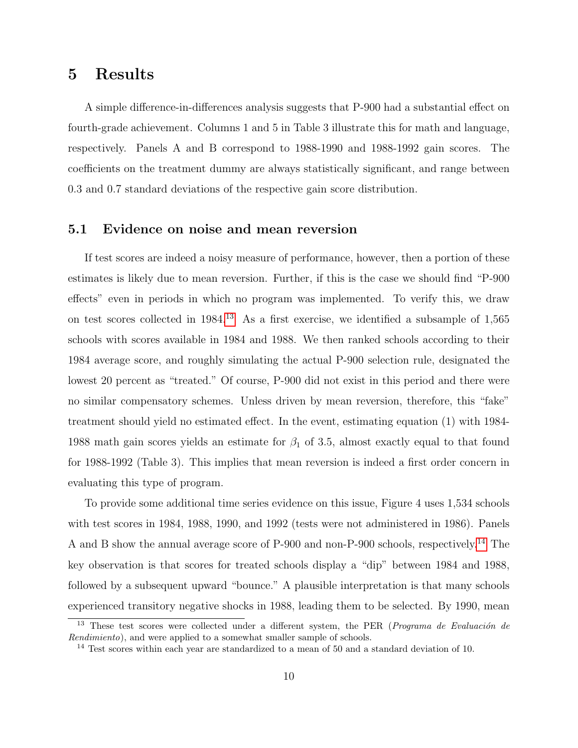# 5 Results

A simple difference-in-differences analysis suggests that P-900 had a substantial effect on fourth-grade achievement. Columns 1 and 5 in Table 3 illustrate this for math and language, respectively. Panels A and B correspond to 1988-1990 and 1988-1992 gain scores. The coefficients on the treatment dummy are always statistically significant, and range between 0.3 and 0.7 standard deviations of the respective gain score distribution.

## 5.1 Evidence on noise and mean reversion

If test scores are indeed a noisy measure of performance, however, then a portion of these estimates is likely due to mean reversion. Further, if this is the case we should find "P-900 effects" even in periods in which no program was implemented. To verify this, we draw on test scores collected in 1984.[13] As a first exercise, we identified a subsample of 1,565 schools with scores available in 1984 and 1988. We then ranked schools according to their 1984 average score, and roughly simulating the actual P-900 selection rule, designated the lowest 20 percent as "treated." Of course, P-900 did not exist in this period and there were no similar compensatory schemes. Unless driven by mean reversion, therefore, this "fake" treatment should yield no estimated effect. In the event, estimating equation (1) with 1984-1988 math gain scores yields an estimate for $\beta_1$ of 3.5, almost exactly equal to that found for 1988-1992 (Table 3). This implies that mean reversion is indeed a first order concern in evaluating this type of program.

To provide some additional time series evidence on this issue, Figure 4 uses 1,534 schools with test scores in 1984, 1988, 1990, and 1992 (tests were not administered in 1986). Panels A and B show the annual average score of P-900 and non-P-900 schools, respectively.[14] The key observation is that scores for treated schools display a "dip" between 1984 and 1988, followed by a subsequent upward "bounce." A plausible interpretation is that many schools experienced transitory negative shocks in 1988, leading them to be selected. By 1990, mean

[13] These test scores were collected under a different system, the PER (*Programa de Evaluación de Rendimiento*), and were applied to a somewhat smaller sample of schools.

[14] Test scores within each year are standardized to a mean of 50 and a standard deviation of 10.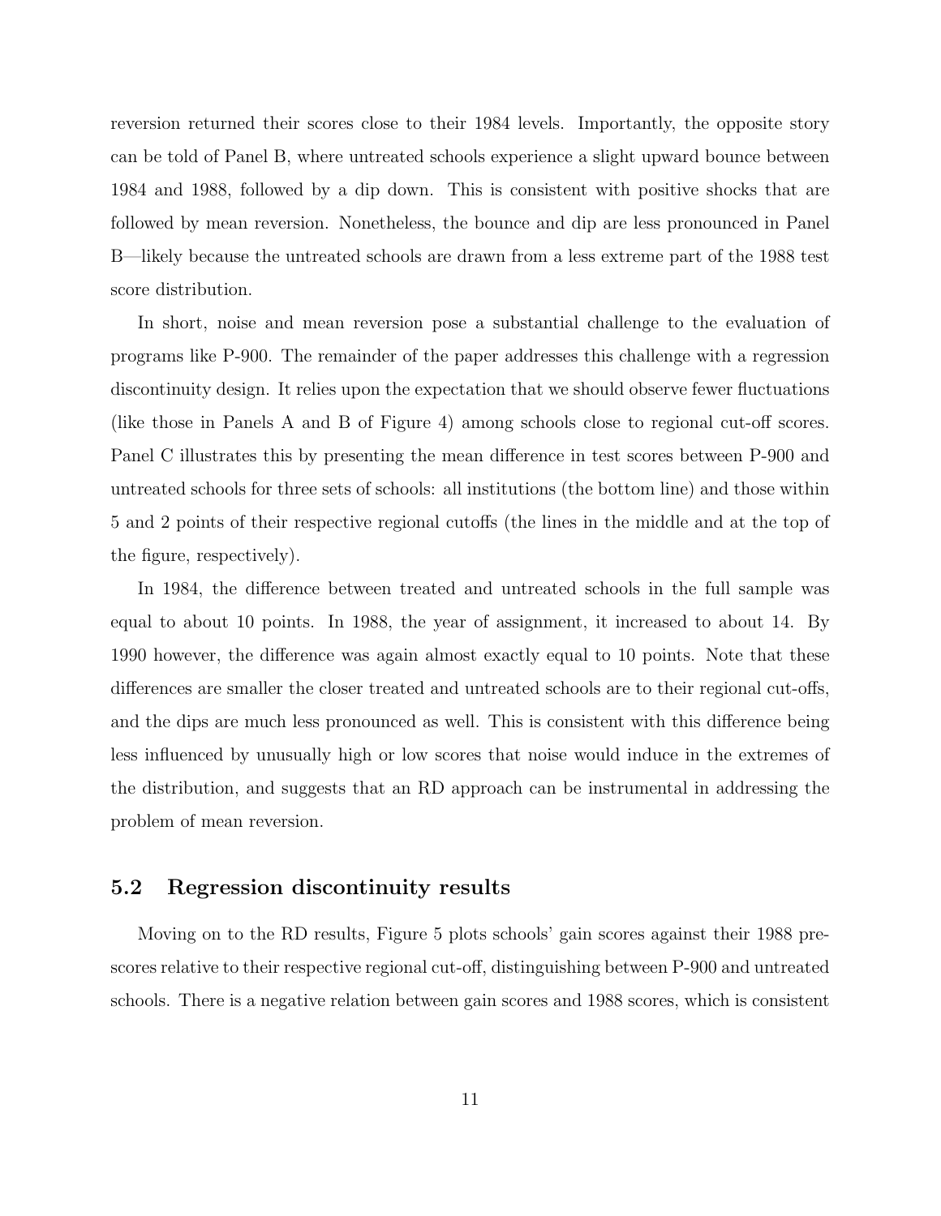reversion returned their scores close to their 1984 levels. Importantly, the opposite story can be told of Panel B, where untreated schools experience a slight upward bounce between 1984 and 1988, followed by a dip down. This is consistent with positive shocks that are followed by mean reversion. Nonetheless, the bounce and dip are less pronounced in Panel B—likely because the untreated schools are drawn from a less extreme part of the 1988 test score distribution.

In short, noise and mean reversion pose a substantial challenge to the evaluation of programs like P-900. The remainder of the paper addresses this challenge with a regression discontinuity design. It relies upon the expectation that we should observe fewer fluctuations (like those in Panels A and B of Figure 4) among schools close to regional cut-off scores. Panel C illustrates this by presenting the mean difference in test scores between P-900 and untreated schools for three sets of schools: all institutions (the bottom line) and those within 5 and 2 points of their respective regional cutoffs (the lines in the middle and at the top of the figure, respectively).

In 1984, the difference between treated and untreated schools in the full sample was equal to about 10 points. In 1988, the year of assignment, it increased to about 14. By 1990 however, the difference was again almost exactly equal to 10 points. Note that these differences are smaller the closer treated and untreated schools are to their regional cut-offs, and the dips are much less pronounced as well. This is consistent with this difference being less influenced by unusually high or low scores that noise would induce in the extremes of the distribution, and suggests that an RD approach can be instrumental in addressing the problem of mean reversion.

## 5.2 Regression discontinuity results

Moving on to the RD results, Figure 5 plots schools' gain scores against their 1988 pre-scores relative to their respective regional cut-off, distinguishing between P-900 and untreated schools. There is a negative relation between gain scores and 1988 scores, which is consistent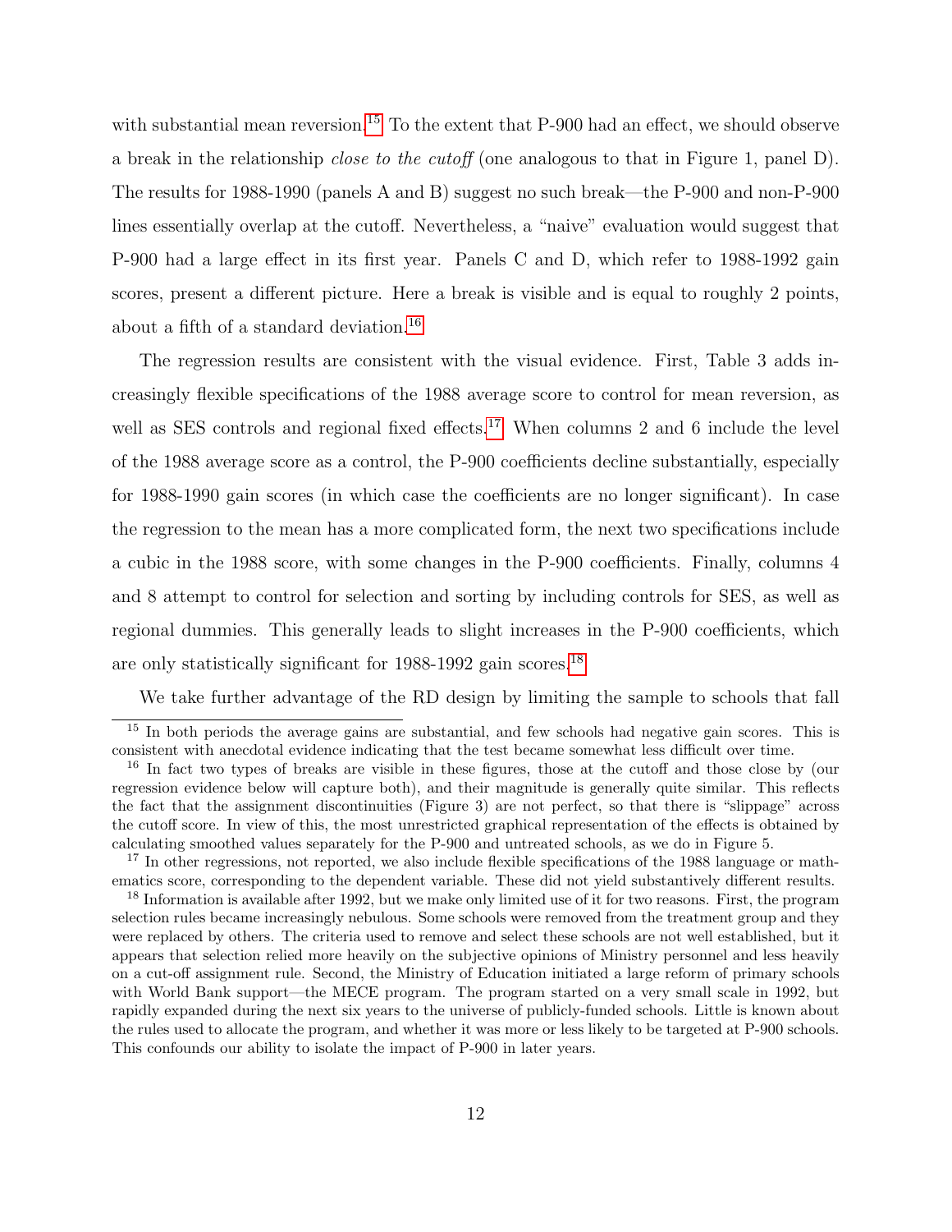with substantial mean reversion.[15] To the extent that P-900 had an effect, we should observe a break in the relationship *close to the cutoff* (one analogous to that in Figure 1, panel D). The results for 1988-1990 (panels A and B) suggest no such break—the P-900 and non-P-900 lines essentially overlap at the cutoff. Nevertheless, a "naive" evaluation would suggest that P-900 had a large effect in its first year. Panels C and D, which refer to 1988-1992 gain scores, present a different picture. Here a break is visible and is equal to roughly 2 points, about a fifth of a standard deviation.[16]

The regression results are consistent with the visual evidence. First, Table 3 adds increasingly flexible specifications of the 1988 average score to control for mean reversion, as well as SES controls and regional fixed effects.[17] When columns 2 and 6 include the level of the 1988 average score as a control, the P-900 coefficients decline substantially, especially for 1988-1990 gain scores (in which case the coefficients are no longer significant). In case the regression to the mean has a more complicated form, the next two specifications include a cubic in the 1988 score, with some changes in the P-900 coefficients. Finally, columns 4 and 8 attempt to control for selection and sorting by including controls for SES, as well as regional dummies. This generally leads to slight increases in the P-900 coefficients, which are only statistically significant for 1988-1992 gain scores.[18]

We take further advantage of the RD design by limiting the sample to schools that fall

---

[15] In both periods the average gains are substantial, and few schools had negative gain scores. This is consistent with anecdotal evidence indicating that the test became somewhat less difficult over time.

[16] In fact two types of breaks are visible in these figures, those at the cutoff and those close by (our regression evidence below will capture both), and their magnitude is generally quite similar. This reflects the fact that the assignment discontinuities (Figure 3) are not perfect, so that there is "slippage" across the cutoff score. In view of this, the most unrestricted graphical representation of the effects is obtained by calculating smoothed values separately for the P-900 and untreated schools, as we do in Figure 5.

[17] In other regressions, not reported, we also include flexible specifications of the 1988 language or mathematics score, corresponding to the dependent variable. These did not yield substantively different results.

[18] Information is available after 1992, but we make only limited use of it for two reasons. First, the program selection rules became increasingly nebulous. Some schools were removed from the treatment group and they were replaced by others. The criteria used to remove and select these schools are not well established, but it appears that selection relied more heavily on the subjective opinions of Ministry personnel and less heavily on a cut-off assignment rule. Second, the Ministry of Education initiated a large reform of primary schools with World Bank support—the MECE program. The program started on a very small scale in 1992, but rapidly expanded during the next six years to the universe of publicly-funded schools. Little is known about the rules used to allocate the program, and whether it was more or less likely to be targeted at P-900 schools. This confounds our ability to isolate the impact of P-900 in later years.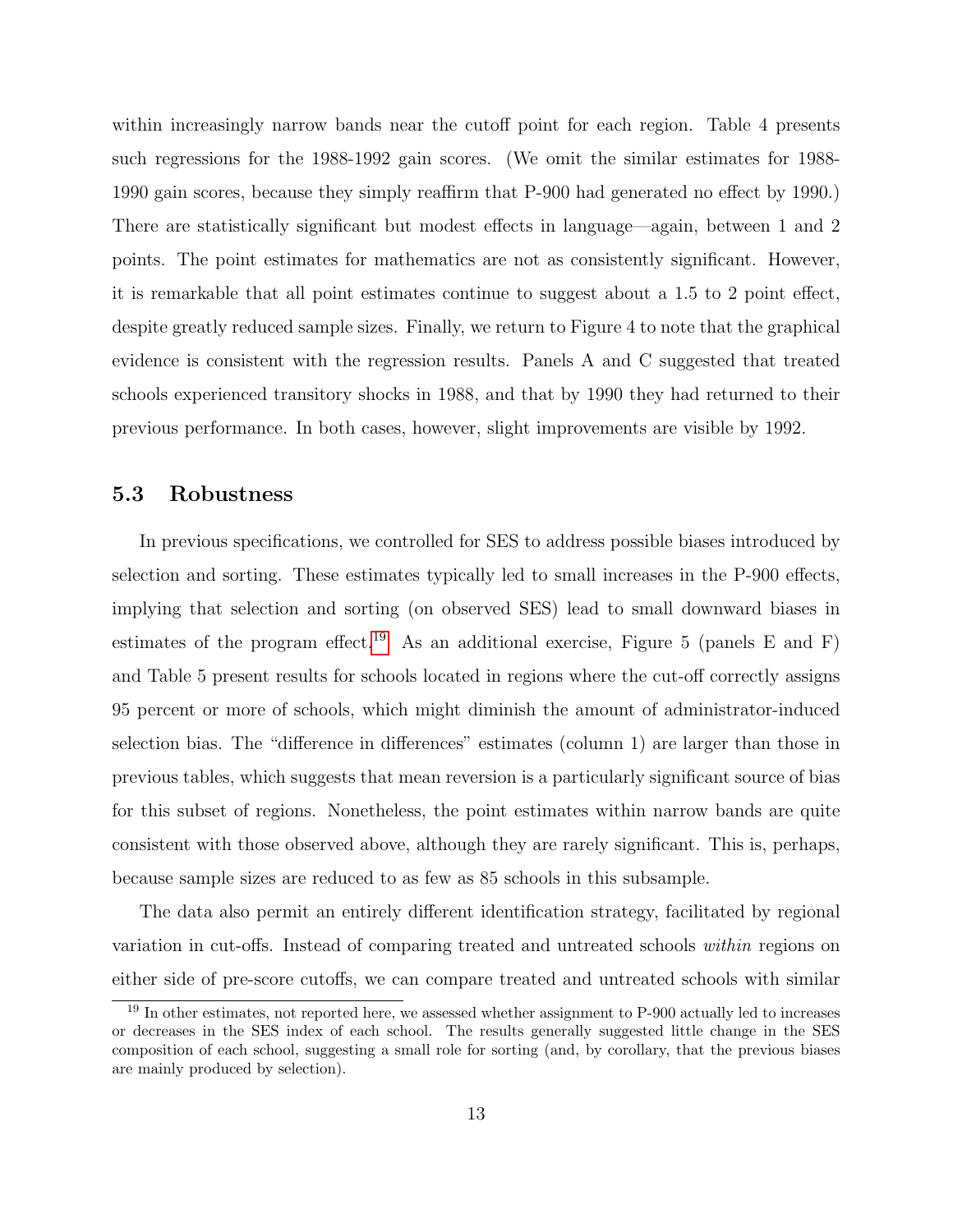within increasingly narrow bands near the cutoff point for each region. Table 4 presents such regressions for the 1988-1992 gain scores. (We omit the similar estimates for 1988-1990 gain scores, because they simply reaffirm that P-900 had generated no effect by 1990.) There are statistically significant but modest effects in language—again, between 1 and 2 points. The point estimates for mathematics are not as consistently significant. However, it is remarkable that all point estimates continue to suggest about a 1.5 to 2 point effect, despite greatly reduced sample sizes. Finally, we return to Figure 4 to note that the graphical evidence is consistent with the regression results. Panels A and C suggested that treated schools experienced transitory shocks in 1988, and that by 1990 they had returned to their previous performance. In both cases, however, slight improvements are visible by 1992.

### 5.3 Robustness

In previous specifications, we controlled for SES to address possible biases introduced by selection and sorting. These estimates typically led to small increases in the P-900 effects, implying that selection and sorting (on observed SES) lead to small downward biases in estimates of the program effect.[19] As an additional exercise, Figure 5 (panels E and F) and Table 5 present results for schools located in regions where the cut-off correctly assigns 95 percent or more of schools, which might diminish the amount of administrator-induced selection bias. The "difference in differences" estimates (column 1) are larger than those in previous tables, which suggests that mean reversion is a particularly significant source of bias for this subset of regions. Nonetheless, the point estimates within narrow bands are quite consistent with those observed above, although they are rarely significant. This is, perhaps, because sample sizes are reduced to as few as 85 schools in this subsample.

The data also permit an entirely different identification strategy, facilitated by regional variation in cut-offs. Instead of comparing treated and untreated schools *within* regions on either side of pre-score cutoffs, we can compare treated and untreated schools with similar

[19] In other estimates, not reported here, we assessed whether assignment to P-900 actually led to increases or decreases in the SES index of each school. The results generally suggested little change in the SES composition of each school, suggesting a small role for sorting (and, by corollary, that the previous biases are mainly produced by selection).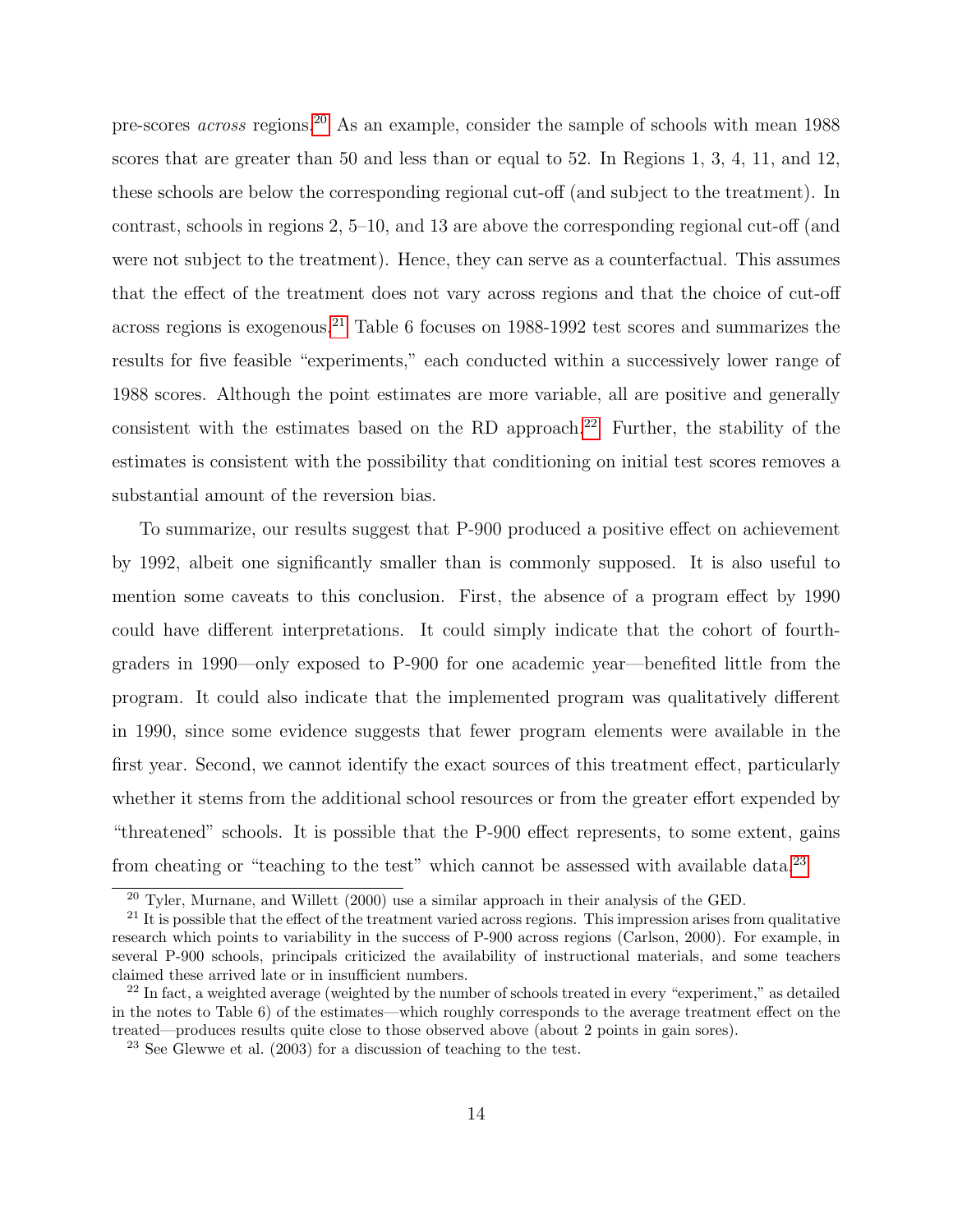pre-scores *across* regions.[20] As an example, consider the sample of schools with mean 1988 scores that are greater than 50 and less than or equal to 52. In Regions 1, 3, 4, 11, and 12, these schools are below the corresponding regional cut-off (and subject to the treatment). In contrast, schools in regions 2, 5–10, and 13 are above the corresponding regional cut-off (and were not subject to the treatment). Hence, they can serve as a counterfactual. This assumes that the effect of the treatment does not vary across regions and that the choice of cut-off across regions is exogenous.[21] Table 6 focuses on 1988-1992 test scores and summarizes the results for five feasible "experiments," each conducted within a successively lower range of 1988 scores. Although the point estimates are more variable, all are positive and generally consistent with the estimates based on the RD approach.[22] Further, the stability of the estimates is consistent with the possibility that conditioning on initial test scores removes a substantial amount of the reversion bias.

To summarize, our results suggest that P-900 produced a positive effect on achievement by 1992, albeit one significantly smaller than is commonly supposed. It is also useful to mention some caveats to this conclusion. First, the absence of a program effect by 1990 could have different interpretations. It could simply indicate that the cohort of fourth-graders in 1990—only exposed to P-900 for one academic year—benefited little from the program. It could also indicate that the implemented program was qualitatively different in 1990, since some evidence suggests that fewer program elements were available in the first year. Second, we cannot identify the exact sources of this treatment effect, particularly whether it stems from the additional school resources or from the greater effort expended by "threatened" schools. It is possible that the P-900 effect represents, to some extent, gains from cheating or "teaching to the test" which cannot be assessed with available data.[23]

[20] Tyler, Murnane, and Willett (2000) use a similar approach in their analysis of the GED.

[21] It is possible that the effect of the treatment varied across regions. This impression arises from qualitative research which points to variability in the success of P-900 across regions (Carlson, 2000). For example, in several P-900 schools, principals criticized the availability of instructional materials, and some teachers claimed these arrived late or in insufficient numbers.

[22] In fact, a weighted average (weighted by the number of schools treated in every "experiment," as detailed in the notes to Table 6) of the estimates—which roughly corresponds to the average treatment effect on the treated—produces results quite close to those observed above (about 2 points in gain sores).

[23] See Glewwe et al. (2003) for a discussion of teaching to the test.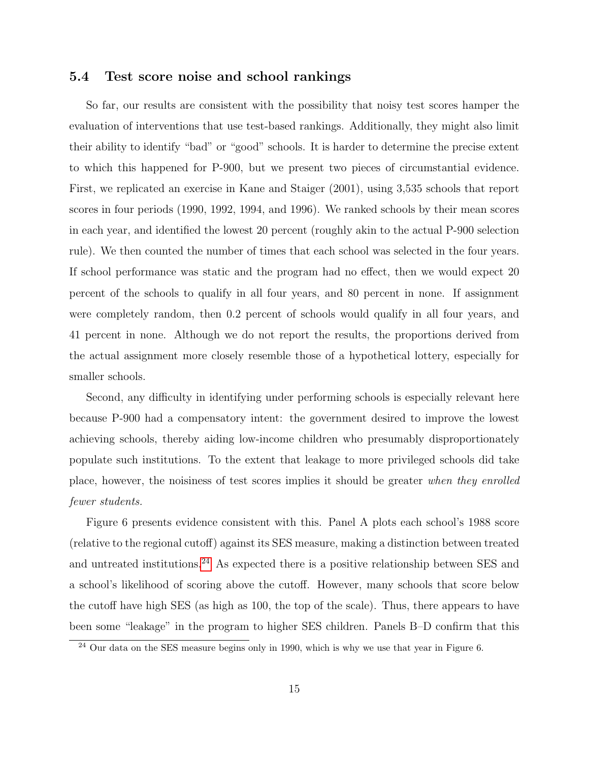### 5.4 Test score noise and school rankings

So far, our results are consistent with the possibility that noisy test scores hamper the evaluation of interventions that use test-based rankings. Additionally, they might also limit their ability to identify "bad" or "good" schools. It is harder to determine the precise extent to which this happened for P-900, but we present two pieces of circumstantial evidence. First, we replicated an exercise in Kane and Staiger (2001), using 3,535 schools that report scores in four periods (1990, 1992, 1994, and 1996). We ranked schools by their mean scores in each year, and identified the lowest 20 percent (roughly akin to the actual P-900 selection rule). We then counted the number of times that each school was selected in the four years. If school performance was static and the program had no effect, then we would expect 20 percent of the schools to qualify in all four years, and 80 percent in none. If assignment were completely random, then 0.2 percent of schools would qualify in all four years, and 41 percent in none. Although we do not report the results, the proportions derived from the actual assignment more closely resemble those of a hypothetical lottery, especially for smaller schools.

Second, any difficulty in identifying under performing schools is especially relevant here because P-900 had a compensatory intent: the government desired to improve the lowest achieving schools, thereby aiding low-income children who presumably disproportionately populate such institutions. To the extent that leakage to more privileged schools did take place, however, the noisiness of test scores implies it should be greater *when they enrolled fewer students.*

Figure 6 presents evidence consistent with this. Panel A plots each school's 1988 score (relative to the regional cutoff) against its SES measure, making a distinction between treated and untreated institutions.[24] As expected there is a positive relationship between SES and a school's likelihood of scoring above the cutoff. However, many schools that score below the cutoff have high SES (as high as 100, the top of the scale). Thus, there appears to have been some "leakage" in the program to higher SES children. Panels B–D confirm that this

[24] Our data on the SES measure begins only in 1990, which is why we use that year in Figure 6.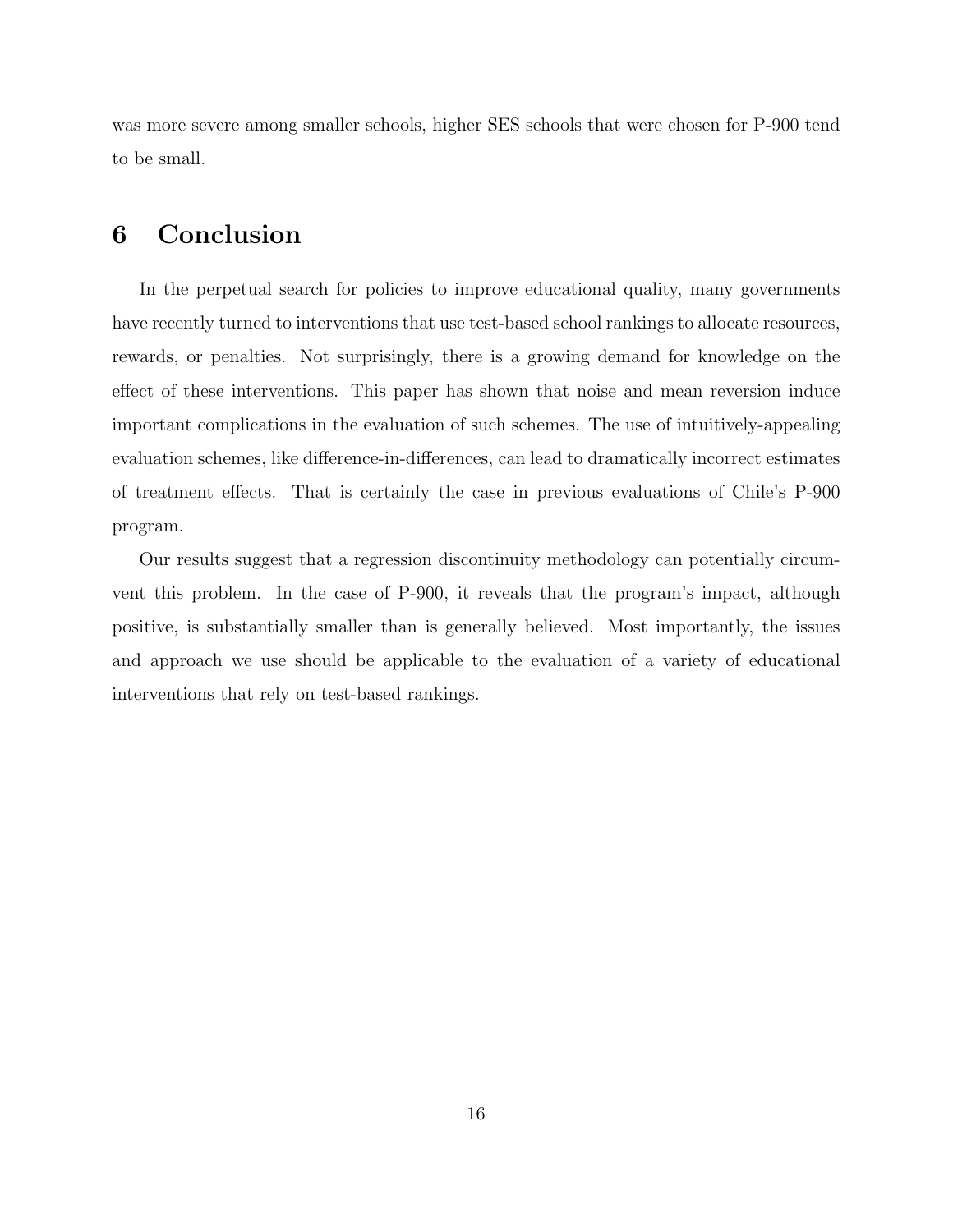was more severe among smaller schools, higher SES schools that were chosen for P-900 tend to be small.

## 6 Conclusion

In the perpetual search for policies to improve educational quality, many governments have recently turned to interventions that use test-based school rankings to allocate resources, rewards, or penalties. Not surprisingly, there is a growing demand for knowledge on the effect of these interventions. This paper has shown that noise and mean reversion induce important complications in the evaluation of such schemes. The use of intuitively-appealing evaluation schemes, like difference-in-differences, can lead to dramatically incorrect estimates of treatment effects. That is certainly the case in previous evaluations of Chile's P-900 program.

Our results suggest that a regression discontinuity methodology can potentially circumvent this problem. In the case of P-900, it reveals that the program's impact, although positive, is substantially smaller than is generally believed. Most importantly, the issues and approach we use should be applicable to the evaluation of a variety of educational interventions that rely on test-based rankings.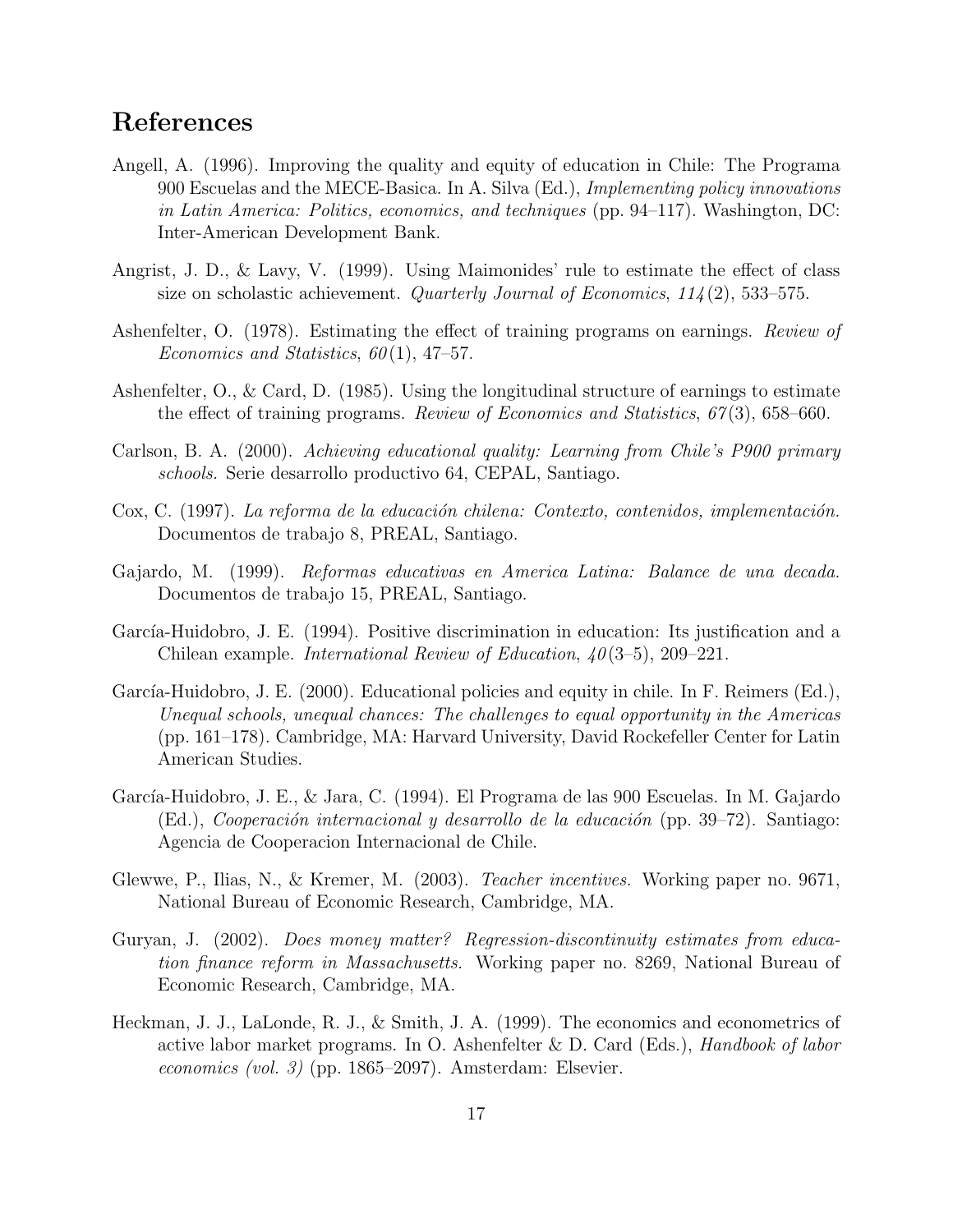# References

Angell, A. (1996). Improving the quality and equity of education in Chile: The Programa 900 Escuelas and the MECE-Basica. In A. Silva (Ed.), *Implementing policy innovations in Latin America: Politics, economics, and techniques* (pp. 94–117). Washington, DC: Inter-American Development Bank.

Angrist, J. D., & Lavy, V. (1999). Using Maimonides' rule to estimate the effect of class size on scholastic achievement. *Quarterly Journal of Economics*, *114*(2), 533–575.

Ashenfelter, O. (1978). Estimating the effect of training programs on earnings. *Review of Economics and Statistics*, *60*(1), 47–57.

Ashenfelter, O., & Card, D. (1985). Using the longitudinal structure of earnings to estimate the effect of training programs. *Review of Economics and Statistics*, *67*(3), 658–660.

Carlson, B. A. (2000). *Achieving educational quality: Learning from Chile's P900 primary schools.* Serie desarrollo productivo 64, CEPAL, Santiago.

Cox, C. (1997). *La reforma de la educación chilena: Contexto, contenidos, implementación.* Documentos de trabajo 8, PREAL, Santiago.

Gajardo, M. (1999). *Reformas educativas en America Latina: Balance de una decada.* Documentos de trabajo 15, PREAL, Santiago.

García-Huidobro, J. E. (1994). Positive discrimination in education: Its justification and a Chilean example. *International Review of Education*, *40*(3–5), 209–221.

García-Huidobro, J. E. (2000). Educational policies and equity in chile. In F. Reimers (Ed.), *Unequal schools, unequal chances: The challenges to equal opportunity in the Americas* (pp. 161–178). Cambridge, MA: Harvard University, David Rockefeller Center for Latin American Studies.

García-Huidobro, J. E., & Jara, C. (1994). El Programa de las 900 Escuelas. In M. Gajardo (Ed.), *Cooperación internacional y desarrollo de la educación* (pp. 39–72). Santiago: Agencia de Cooperacion Internacional de Chile.

Glewwe, P., Ilias, N., & Kremer, M. (2003). *Teacher incentives.* Working paper no. 9671, National Bureau of Economic Research, Cambridge, MA.

Guryan, J. (2002). *Does money matter? Regression-discontinuity estimates from education finance reform in Massachusetts.* Working paper no. 8269, National Bureau of Economic Research, Cambridge, MA.

Heckman, J. J., LaLonde, R. J., & Smith, J. A. (1999). The economics and econometrics of active labor market programs. In O. Ashenfelter & D. Card (Eds.), *Handbook of labor economics (vol. 3)* (pp. 1865–2097). Amsterdam: Elsevier.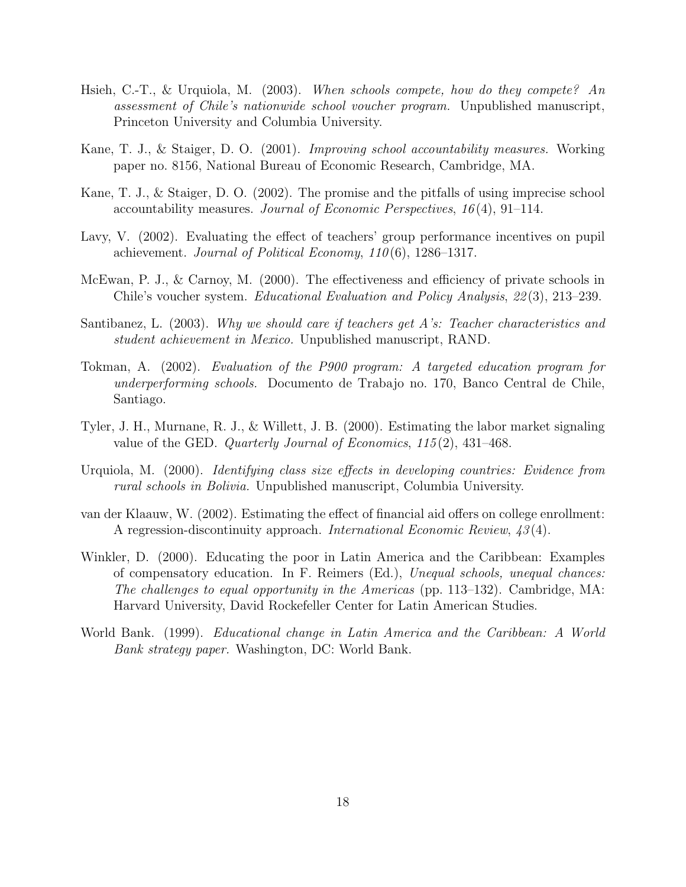Hsieh, C.-T., & Urquiola, M. (2003). *When schools compete, how do they compete? An assessment of Chile's nationwide school voucher program.* Unpublished manuscript, Princeton University and Columbia University.

Kane, T. J., & Staiger, D. O. (2001). *Improving school accountability measures.* Working paper no. 8156, National Bureau of Economic Research, Cambridge, MA.

Kane, T. J., & Staiger, D. O. (2002). The promise and the pitfalls of using imprecise school accountability measures. *Journal of Economic Perspectives*, *16*(4), 91–114.

Lavy, V. (2002). Evaluating the effect of teachers' group performance incentives on pupil achievement. *Journal of Political Economy*, *110*(6), 1286–1317.

McEwan, P. J., & Carnoy, M. (2000). The effectiveness and efficiency of private schools in Chile's voucher system. *Educational Evaluation and Policy Analysis*, *22*(3), 213–239.

Santibanez, L. (2003). *Why we should care if teachers get A's: Teacher characteristics and student achievement in Mexico.* Unpublished manuscript, RAND.

Tokman, A. (2002). *Evaluation of the P900 program: A targeted education program for underperforming schools.* Documento de Trabajo no. 170, Banco Central de Chile, Santiago.

Tyler, J. H., Murnane, R. J., & Willett, J. B. (2000). Estimating the labor market signaling value of the GED. *Quarterly Journal of Economics*, *115*(2), 431–468.

Urquiola, M. (2000). *Identifying class size effects in developing countries: Evidence from rural schools in Bolivia.* Unpublished manuscript, Columbia University.

van der Klaauw, W. (2002). Estimating the effect of financial aid offers on college enrollment: A regression-discontinuity approach. *International Economic Review*, *43*(4).

Winkler, D. (2000). Educating the poor in Latin America and the Caribbean: Examples of compensatory education. In F. Reimers (Ed.), *Unequal schools, unequal chances: The challenges to equal opportunity in the Americas* (pp. 113–132). Cambridge, MA: Harvard University, David Rockefeller Center for Latin American Studies.

World Bank. (1999). *Educational change in Latin America and the Caribbean: A World Bank strategy paper.* Washington, DC: World Bank.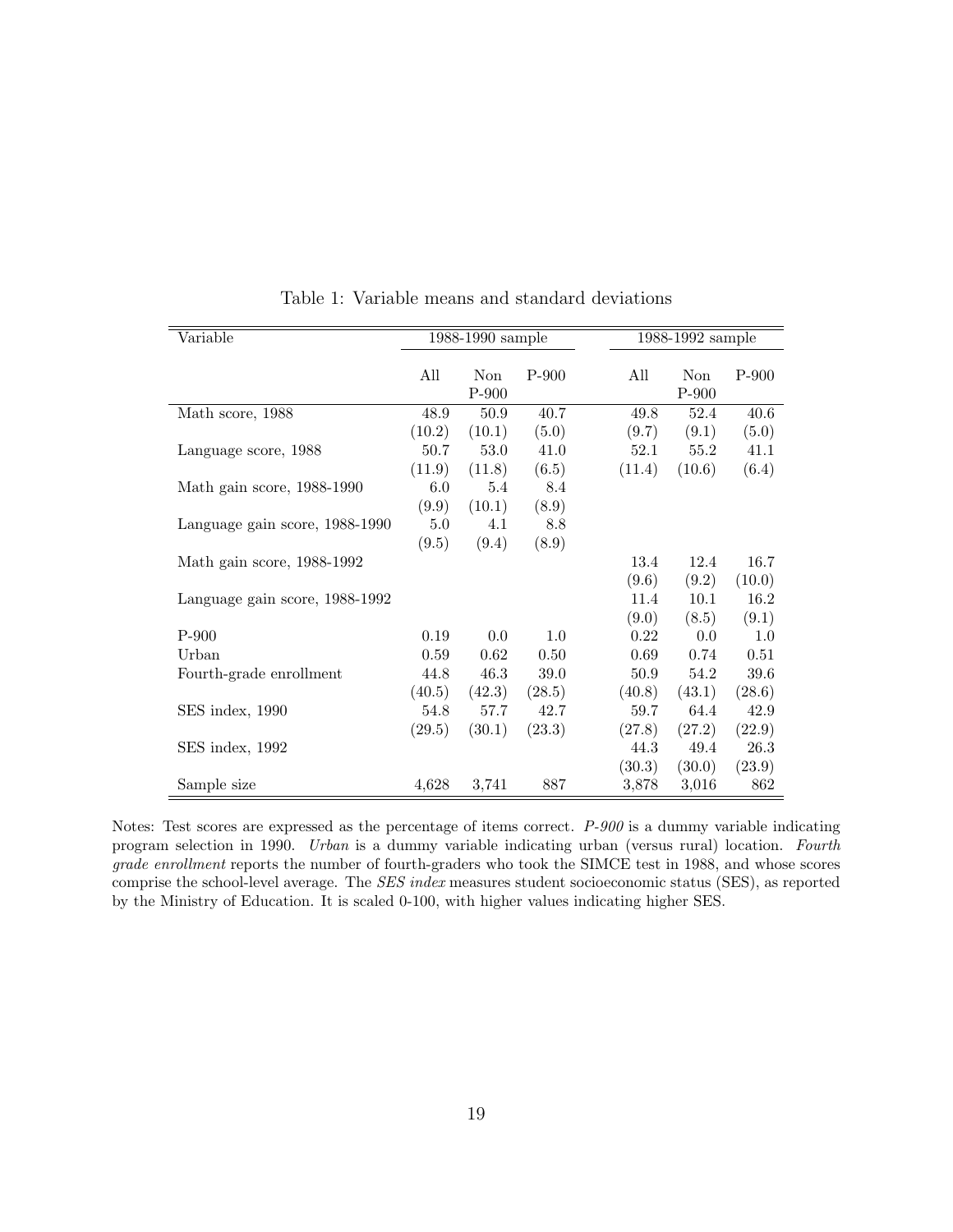Table 1: Variable means and standard deviations

| Variable | 1988-1990 sample | | | 1988-1992 sample | | |
|---|---|---|---|---|---|---|
| | All | Non P-900 | P-900 | All | Non P-900 | P-900 |
| Math score, 1988 | 48.9 | 50.9 | 40.7 | 49.8 | 52.4 | 40.6 |
| | (10.2) | (10.1) | (5.0) | (9.7) | (9.1) | (5.0) |
| Language score, 1988 | 50.7 | 53.0 | 41.0 | 52.1 | 55.2 | 41.1 |
| | (11.9) | (11.8) | (6.5) | (11.4) | (10.6) | (6.4) |
| Math gain score, 1988-1990 | 6.0 | 5.4 | 8.4 | | | |
| | (9.9) | (10.1) | (8.9) | | | |
| Language gain score, 1988-1990 | 5.0 | 4.1 | 8.8 | | | |
| | (9.5) | (9.4) | (8.9) | | | |
| Math gain score, 1988-1992 | | | | 13.4 | 12.4 | 16.7 |
| | | | | (9.6) | (9.2) | (10.0) |
| Language gain score, 1988-1992 | | | | 11.4 | 10.1 | 16.2 |
| | | | | (9.0) | (8.5) | (9.1) |
| P-900 | 0.19 | 0.0 | 1.0 | 0.22 | 0.0 | 1.0 |
| Urban | 0.59 | 0.62 | 0.50 | 0.69 | 0.74 | 0.51 |
| Fourth-grade enrollment | 44.8 | 46.3 | 39.0 | 50.9 | 54.2 | 39.6 |
| | (40.5) | (42.3) | (28.5) | (40.8) | (43.1) | (28.6) |
| SES index, 1990 | 54.8 | 57.7 | 42.7 | 59.7 | 64.4 | 42.9 |
| | (29.5) | (30.1) | (23.3) | (27.8) | (27.2) | (22.9) |
| SES index, 1992 | | | | 44.3 | 49.4 | 26.3 |
| | | | | (30.3) | (30.0) | (23.9) |
| Sample size | 4,628 | 3,741 | 887 | 3,878 | 3,016 | 862 |

Notes: Test scores are expressed as the percentage of items correct. *P-900* is a dummy variable indicating program selection in 1990. *Urban* is a dummy variable indicating urban (versus rural) location. *Fourth grade enrollment* reports the number of fourth-graders who took the SIMCE test in 1988, and whose scores comprise the school-level average. The *SES index* measures student socioeconomic status (SES), as reported by the Ministry of Education. It is scaled 0-100, with higher values indicating higher SES.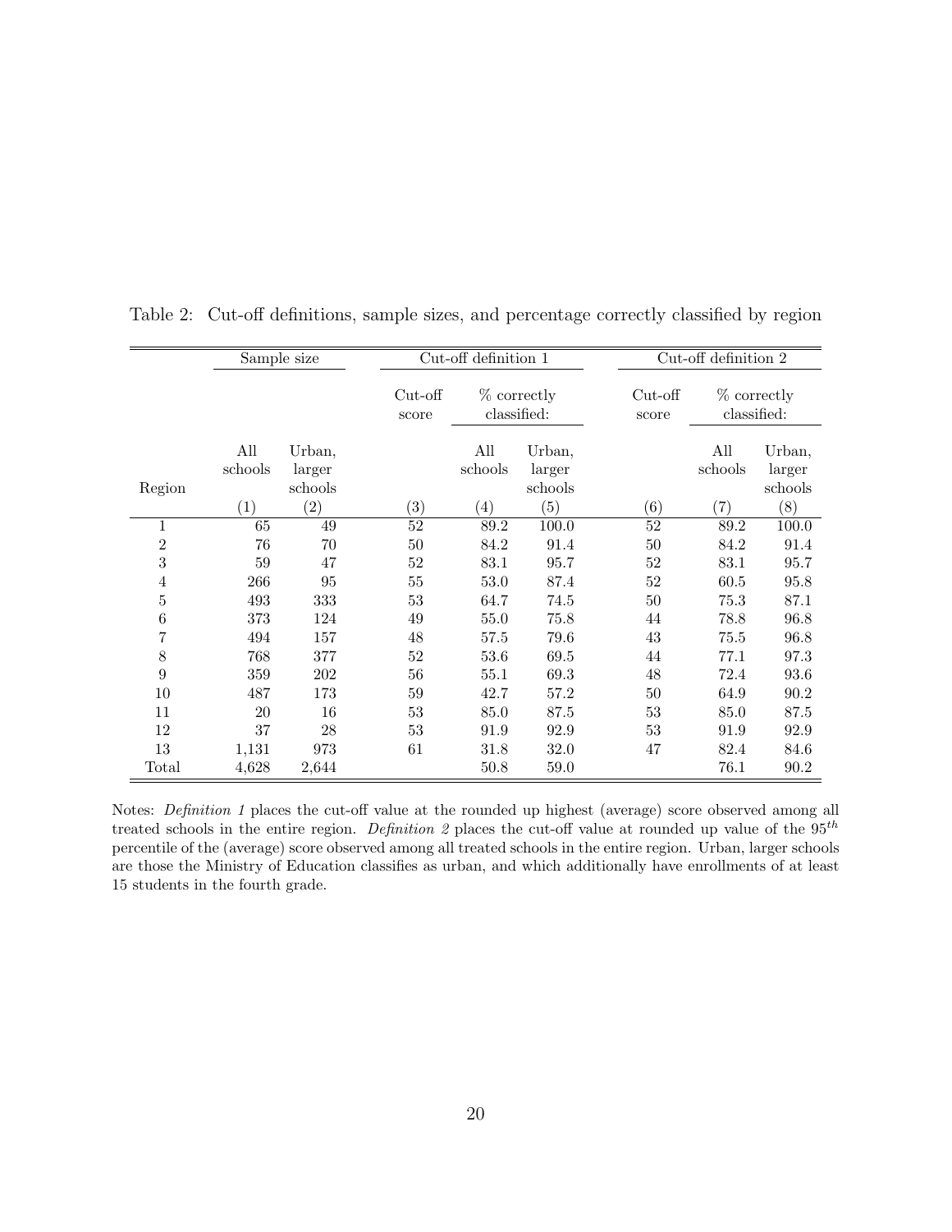Table 2: Cut-off definitions, sample sizes, and percentage correctly classified by region

| | Sample size | | Cut-off definition 1 | | | Cut-off definition 2 | | |
|---|---|---|---|---|---|---|---|---|
| | | | Cut-off score | % correctly classified: | | Cut-off score | % correctly classified: | |
| Region | All schools | Urban, larger schools | | All schools | Urban, larger schools | | All schools | Urban, larger schools |
| | (1) | (2) | (3) | (4) | (5) | (6) | (7) | (8) |
| 1 | 65 | 49 | 52 | 89.2 | 100.0 | 52 | 89.2 | 100.0 |
| 2 | 76 | 70 | 50 | 84.2 | 91.4 | 50 | 84.2 | 91.4 |
| 3 | 59 | 47 | 52 | 83.1 | 95.7 | 52 | 83.1 | 95.7 |
| 4 | 266 | 95 | 55 | 53.0 | 87.4 | 52 | 60.5 | 95.8 |
| 5 | 493 | 333 | 53 | 64.7 | 74.5 | 50 | 75.3 | 87.1 |
| 6 | 373 | 124 | 49 | 55.0 | 75.8 | 44 | 78.8 | 96.8 |
| 7 | 494 | 157 | 48 | 57.5 | 79.6 | 43 | 75.5 | 96.8 |
| 8 | 768 | 377 | 52 | 53.6 | 69.5 | 44 | 77.1 | 97.3 |
| 9 | 359 | 202 | 56 | 55.1 | 69.3 | 48 | 72.4 | 93.6 |
| 10 | 487 | 173 | 59 | 42.7 | 57.2 | 50 | 64.9 | 90.2 |
| 11 | 20 | 16 | 53 | 85.0 | 87.5 | 53 | 85.0 | 87.5 |
| 12 | 37 | 28 | 53 | 91.9 | 92.9 | 53 | 91.9 | 92.9 |
| 13 | 1,131 | 973 | 61 | 31.8 | 32.0 | 47 | 82.4 | 84.6 |
| Total | 4,628 | 2,644 | | 50.8 | 59.0 | | 76.1 | 90.2 |

Notes: *Definition 1* places the cut-off value at the rounded up highest (average) score observed among all treated schools in the entire region. *Definition 2* places the cut-off value at rounded up value of the $95^{th}$ percentile of the (average) score observed among all treated schools in the entire region. Urban, larger schools are those the Ministry of Education classifies as urban, and which additionally have enrollments of at least 15 students in the fourth grade.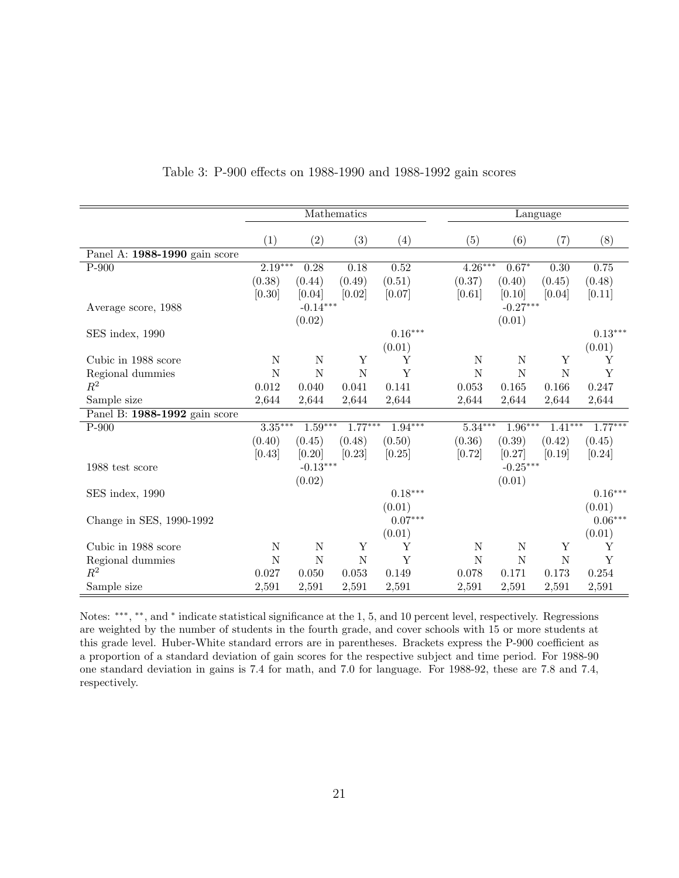Table 3: P-900 effects on 1988-1990 and 1988-1992 gain scores

| | Mathematics | | | | Language | | | |
|---|---|---|---|---|---|---|---|---|
| | (1) | (2) | (3) | (4) | (5) | (6) | (7) | (8) |
| Panel A: **1988-1990** gain score | | | | | | | | |
| P-900 | 2.19*** | 0.28 | 0.18 | 0.52 | 4.26*** | 0.67* | 0.30 | 0.75 |
| | (0.38) | (0.44) | (0.49) | (0.51) | (0.37) | (0.40) | (0.45) | (0.48) |
| | [0.30] | [0.04] | [0.02] | [0.07] | [0.61] | [0.10] | [0.04] | [0.11] |
| Average score, 1988 | | -0.14*** | | | | -0.27*** | | |
| | | (0.02) | | | | (0.01) | | |
| SES index, 1990 | | | | 0.16*** | | | | 0.13*** |
| | | | | (0.01) | | | | (0.01) |
| Cubic in 1988 score | N | N | Y | Y | N | N | Y | Y |
| Regional dummies | N | N | N | Y | N | N | N | Y |
| $R^2$ | 0.012 | 0.040 | 0.041 | 0.141 | 0.053 | 0.165 | 0.166 | 0.247 |
| Sample size | 2,644 | 2,644 | 2,644 | 2,644 | 2,644 | 2,644 | 2,644 | 2,644 |
| Panel B: **1988-1992** gain score | | | | | | | | |
| P-900 | 3.35*** | 1.59*** | 1.77*** | 1.94*** | 5.34*** | 1.96*** | 1.41*** | 1.77*** |
| | (0.40) | (0.45) | (0.48) | (0.50) | (0.36) | (0.39) | (0.42) | (0.45) |
| | [0.43] | [0.20] | [0.23] | [0.25] | [0.72] | [0.27] | [0.19] | [0.24] |
| 1988 test score | | -0.13*** | | | | -0.25*** | | |
| | | (0.02) | | | | (0.01) | | |
| SES index, 1990 | | | | 0.18*** | | | | 0.16*** |
| | | | | (0.01) | | | | (0.01) |
| Change in SES, 1990-1992 | | | | 0.07*** | | | | 0.06*** |
| | | | | (0.01) | | | | (0.01) |
| Cubic in 1988 score | N | N | Y | Y | N | N | Y | Y |
| Regional dummies | N | N | N | Y | N | N | N | Y |
| $R^2$ | 0.027 | 0.050 | 0.053 | 0.149 | 0.078 | 0.171 | 0.173 | 0.254 |
| Sample size | 2,591 | 2,591 | 2,591 | 2,591 | 2,591 | 2,591 | 2,591 | 2,591 |

Notes: ***, **, and * indicate statistical significance at the 1, 5, and 10 percent level, respectively. Regressions are weighted by the number of students in the fourth grade, and cover schools with 15 or more students at this grade level. Huber-White standard errors are in parentheses. Brackets express the P-900 coefficient as a proportion of a standard deviation of gain scores for the respective subject and time period. For 1988-90 one standard deviation in gains is 7.4 for math, and 7.0 for language. For 1988-92, these are 7.8 and 7.4, respectively.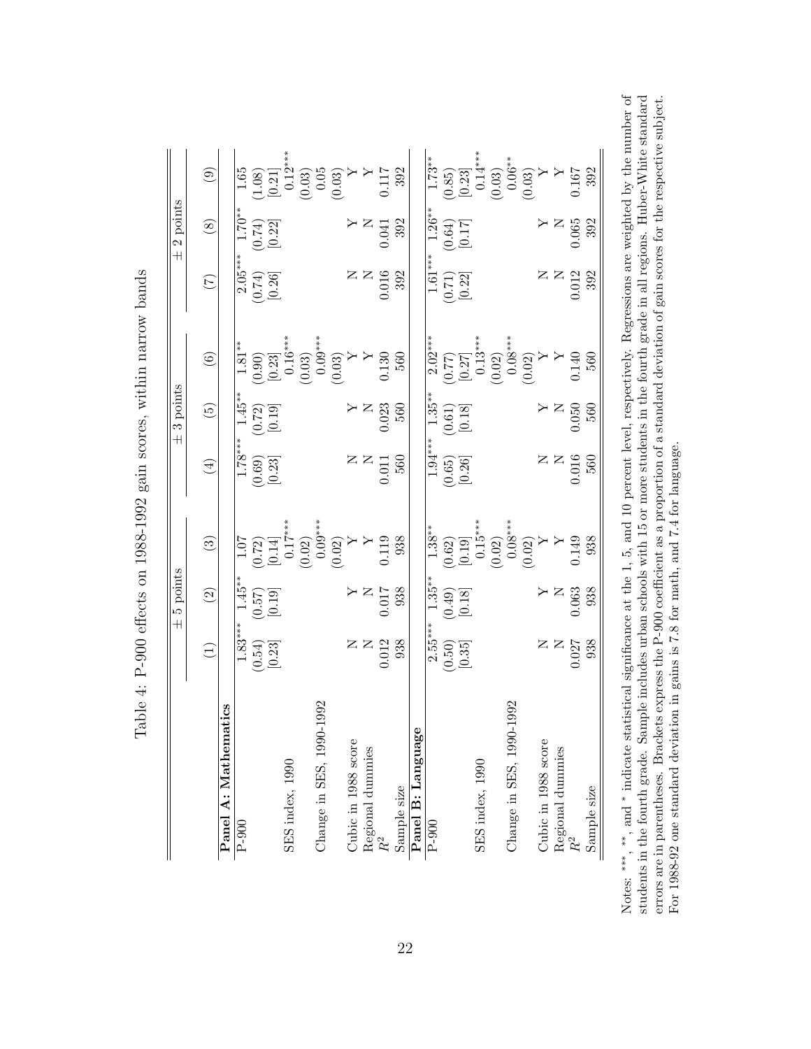Table 4: P-900 effects on 1988-1992 gain scores, within narrow bands

| | ± 5 points | | | ± 3 points | | | ± 2 points | | |
|---|---|---|---|---|---|---|---|---|---|
| | (1) | (2) | (3) | (4) | (5) | (6) | (7) | (8) | (9) |
| **Panel A: Mathematics** | | | | | | | | | |
| P-900 | 1.83*** | 1.45** | 1.07 | 1.78*** | 1.45** | 1.81** | 2.05*** | 1.70** | 1.65 |
| | (0.54) | (0.57) | (0.72) | (0.69) | (0.72) | (0.90) | (0.74) | (0.74) | (1.08) |
| | [0.23] | [0.19] | [0.14] | [0.23] | [0.19] | [0.23] | [0.26] | [0.22] | [0.21] |
| SES index, 1990 | | | 0.17*** | | | 0.16*** | | | 0.12*** |
| | | | (0.02) | | | (0.03) | | | (0.03) |
| Change in SES, 1990-1992 | | | 0.09*** | | | 0.09*** | | | 0.05 |
| | | | (0.02) | | | (0.03) | | | (0.03) |
| Cubic in 1988 score | N | Y | Y | N | Y | Y | N | Y | Y |
| Regional dummies | N | N | Y | N | N | Y | N | N | Y |
| $R^2$ | 0.012 | 0.017 | 0.119 | 0.011 | 0.023 | 0.130 | 0.016 | 0.041 | 0.117 |
| Sample size | 938 | 938 | 938 | 560 | 560 | 560 | 392 | 392 | 392 |
| **Panel B: Language** | | | | | | | | | |
| P-900 | 2.55*** | 1.35** | 1.38** | 1.94*** | 1.35** | 2.02*** | 1.61*** | 1.26** | 1.73** |
| | (0.50) | (0.49) | (0.62) | (0.65) | (0.61) | (0.77) | (0.71) | (0.64) | (0.85) |
| | [0.35] | [0.18] | [0.19] | [0.26] | [0.18] | [0.27] | [0.22] | [0.17] | [0.23] |
| SES index, 1990 | | | 0.15*** | | | 0.13*** | | | 0.14*** |
| | | | (0.02) | | | (0.02) | | | (0.03) |
| Change in SES, 1990-1992 | | | 0.08*** | | | 0.08*** | | | 0.06** |
| | | | (0.02) | | | (0.02) | | | (0.03) |
| Cubic in 1988 score | N | Y | Y | N | Y | Y | N | Y | Y |
| Regional dummies | N | N | Y | N | N | Y | N | N | Y |
| $R^2$ | 0.027 | 0.063 | 0.149 | 0.016 | 0.050 | 0.140 | 0.012 | 0.065 | 0.167 |
| Sample size | 938 | 938 | 938 | 560 | 560 | 560 | 392 | 392 | 392 |

Notes: ***, **, and * indicate statistical significance at the 1, 5, and 10 percent level, respectively. Regressions are weighted by the number of students in the fourth grade. Sample includes urban schools with 15 or more students in the fourth grade in all regions. Huber-White standard errors are in parentheses. Brackets express the P-900 coefficient as a proportion of a standard deviation of gain scores for the respective subject. For 1988-92 one standard deviation in gains is 7.8 for math, and 7.4 for language.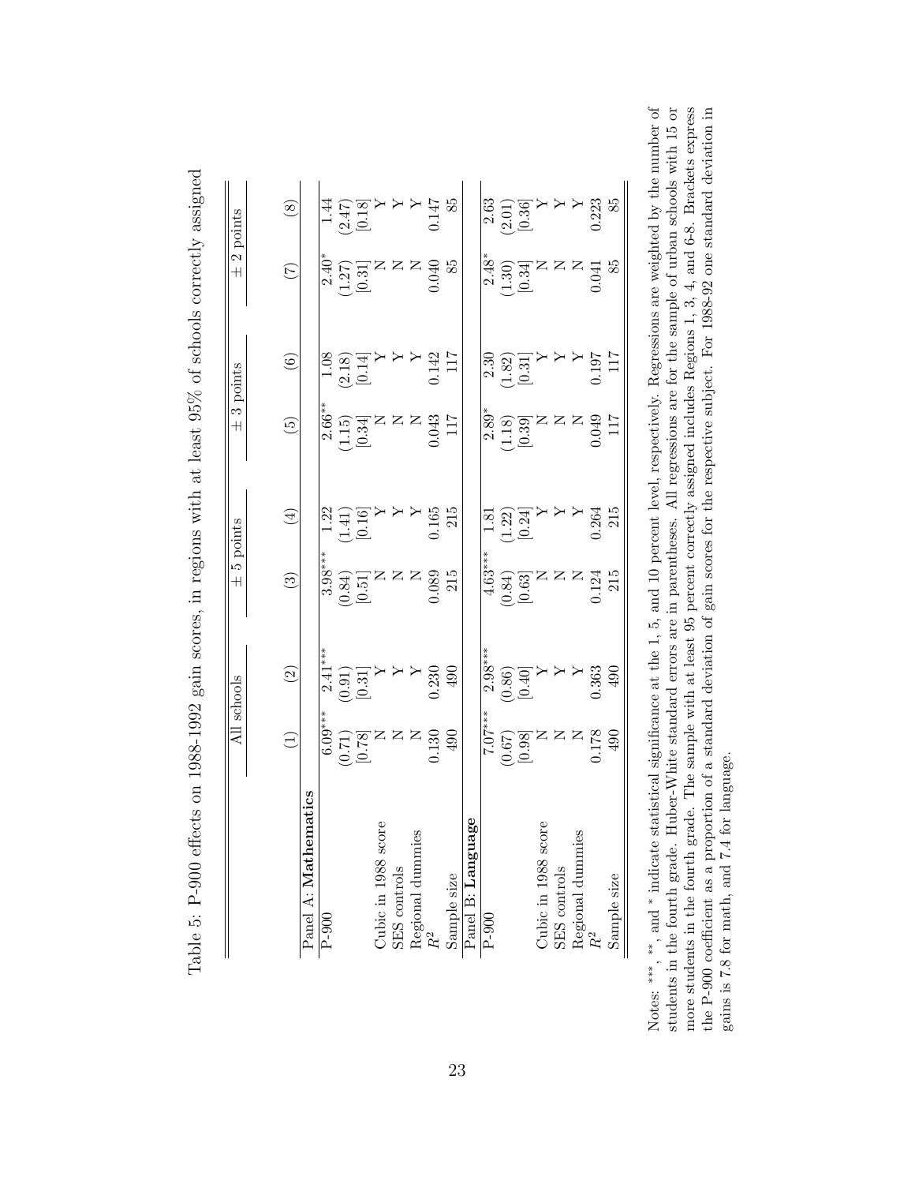Table 5: P-900 effects on 1988-1992 gain scores, in regions with at least 95% of schools correctly assigned

| | All schools | | ± 5 points | | ± 3 points | | ± 2 points | |
|---|---|---|---|---|---|---|---|---|
| | (1) | (2) | (3) | (4) | (5) | (6) | (7) | (8) |
| Panel A: **Mathematics** | | | | | | | | |
| P-900 | 6.09*** | 2.41*** | 3.98*** | 1.22 | 2.66** | 1.08 | 2.40* | 1.44 |
| | (0.71) | (0.91) | (0.84) | (1.41) | (1.15) | (2.18) | (1.27) | (2.47) |
| | [0.78] | [0.31] | [0.51] | [0.16] | [0.34] | [0.14] | [0.31] | [0.18] |
| Cubic in 1988 score | N | Y | N | Y | N | Y | N | Y |
| SES controls | N | Y | N | Y | N | Y | N | Y |
| Regional dummies | N | Y | N | Y | N | Y | N | Y |
| $R^2$ | 0.130 | 0.230 | 0.089 | 0.165 | 0.043 | 0.142 | 0.040 | 0.147 |
| Sample size | 490 | 490 | 215 | 215 | 117 | 117 | 85 | 85 |
| Panel B: **Language** | | | | | | | | |
| P-900 | 7.07*** | 2.98*** | 4.63*** | 1.81 | 2.89* | 2.30 | 2.48* | 2.63 |
| | (0.67) | (0.86) | (0.84) | (1.22) | (1.18) | (1.82) | (1.30) | (2.01) |
| | [0.98] | [0.40] | [0.63] | [0.24] | [0.39] | [0.31] | [0.34] | [0.36] |
| Cubic in 1988 score | N | Y | N | Y | N | Y | N | Y |
| SES controls | N | Y | N | Y | N | Y | N | Y |
| Regional dummies | N | Y | N | Y | N | Y | N | Y |
| $R^2$ | 0.178 | 0.363 | 0.124 | 0.264 | 0.049 | 0.197 | 0.041 | 0.223 |
| Sample size | 490 | 490 | 215 | 215 | 117 | 117 | 85 | 85 |

Notes: ***, **, and * indicate statistical significance at the 1, 5, and 10 percent level, respectively. Regressions are weighted by the number of students in the fourth grade. Huber-White standard errors are in parentheses. All regressions are for the sample of urban schools with 15 or more students in the fourth grade. The sample with at least 95 percent correctly assigned includes Regions 1, 3, 4, and 6-8. Brackets express the P-900 coefficient as a proportion of a standard deviation of gain scores for the respective subject. For 1988-92 one standard deviation in gains is 7.8 for math, and 7.4 for language.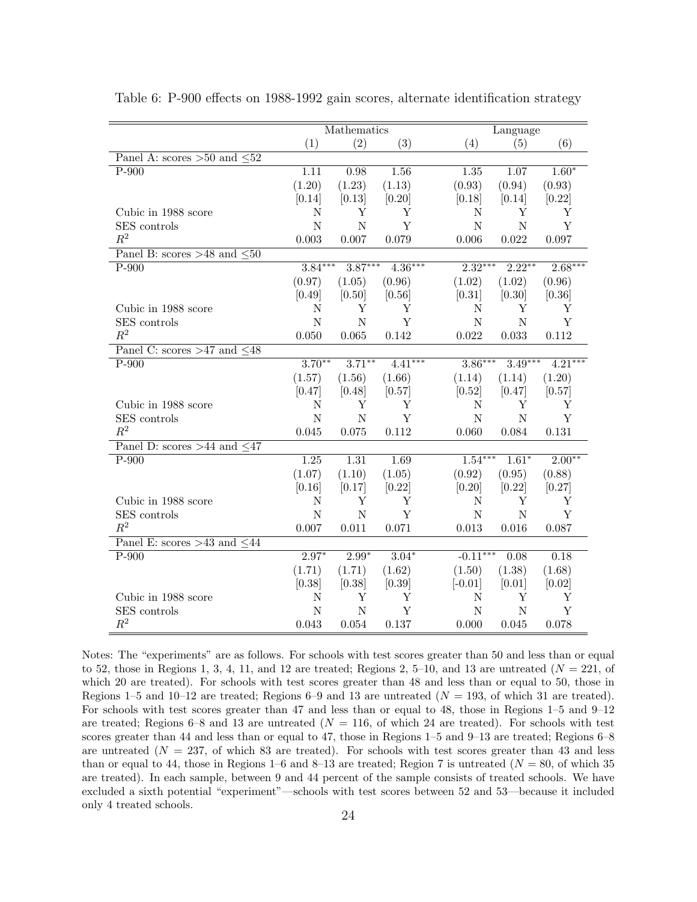Table 6: P-900 effects on 1988-1992 gain scores, alternate identification strategy

| | Mathematics | | | Language | | |
|---|---|---|---|---|---|---|
| | (1) | (2) | (3) | (4) | (5) | (6) |
| Panel A: scores >50 and ≤52 | | | | | | |
| P-900 | 1.11 | 0.98 | 1.56 | 1.35 | 1.07 | $1.60^{*}$ |
| | (1.20) | (1.23) | (1.13) | (0.93) | (0.94) | (0.93) |
| | [0.14] | [0.13] | [0.20] | [0.18] | [0.14] | [0.22] |
| Cubic in 1988 score | N | Y | Y | N | Y | Y |
| SES controls | N | N | Y | N | N | Y |
| $R^2$ | 0.003 | 0.007 | 0.079 | 0.006 | 0.022 | 0.097 |
| Panel B: scores >48 and ≤50 | | | | | | |
| P-900 | $3.84^{***}$ | $3.87^{***}$ | $4.36^{***}$ | $2.32^{***}$ | $2.22^{**}$ | $2.68^{***}$ |
| | (0.97) | (1.05) | (0.96) | (1.02) | (1.02) | (0.96) |
| | [0.49] | [0.50] | [0.56] | [0.31] | [0.30] | [0.36] |
| Cubic in 1988 score | N | Y | Y | N | Y | Y |
| SES controls | N | N | Y | N | N | Y |
| $R^2$ | 0.050 | 0.065 | 0.142 | 0.022 | 0.033 | 0.112 |
| Panel C: scores >47 and ≤48 | | | | | | |
| P-900 | $3.70^{**}$ | $3.71^{**}$ | $4.41^{***}$ | $3.86^{***}$ | $3.49^{***}$ | $4.21^{***}$ |
| | (1.57) | (1.56) | (1.66) | (1.14) | (1.14) | (1.20) |
| | [0.47] | [0.48] | [0.57] | [0.52] | [0.47] | [0.57] |
| Cubic in 1988 score | N | Y | Y | N | Y | Y |
| SES controls | N | N | Y | N | N | Y |
| $R^2$ | 0.045 | 0.075 | 0.112 | 0.060 | 0.084 | 0.131 |
| Panel D: scores >44 and ≤47 | | | | | | |
| P-900 | 1.25 | 1.31 | 1.69 | $1.54^{***}$ | $1.61^{*}$ | $2.00^{**}$ |
| | (1.07) | (1.10) | (1.05) | (0.92) | (0.95) | (0.88) |
| | [0.16] | [0.17] | [0.22] | [0.20] | [0.22] | [0.27] |
| Cubic in 1988 score | N | Y | Y | N | Y | Y |
| SES controls | N | N | Y | N | N | Y |
| $R^2$ | 0.007 | 0.011 | 0.071 | 0.013 | 0.016 | 0.087 |
| Panel E: scores >43 and ≤44 | | | | | | |
| P-900 | $2.97^{*}$ | $2.99^{*}$ | $3.04^{*}$ | $-0.11^{***}$ | 0.08 | 0.18 |
| | (1.71) | (1.71) | (1.62) | (1.50) | (1.38) | (1.68) |
| | [0.38] | [0.38] | [0.39] | [-0.01] | [0.01] | [0.02] |
| Cubic in 1988 score | N | Y | Y | N | Y | Y |
| SES controls | N | N | Y | N | N | Y |
| $R^2$ | 0.043 | 0.054 | 0.137 | 0.000 | 0.045 | 0.078 |

Notes: The "experiments" are as follows. For schools with test scores greater than 50 and less than or equal to 52, those in Regions 1, 3, 4, 11, and 12 are treated; Regions 2, 5–10, and 13 are untreated ($N = 221$, of which 20 are treated). For schools with test scores greater than 48 and less than or equal to 50, those in Regions 1–5 and 10–12 are treated; Regions 6–9 and 13 are untreated ($N = 193$, of which 31 are treated). For schools with test scores greater than 47 and less than or equal to 48, those in Regions 1–5 and 9–12 are treated; Regions 6–8 and 13 are untreated ($N = 116$, of which 24 are treated). For schools with test scores greater than 44 and less than or equal to 47, those in Regions 1–5 and 9–13 are treated; Regions 6–8 are untreated ($N = 237$, of which 83 are treated). For schools with test scores greater than 43 and less than or equal to 44, those in Regions 1–6 and 8–13 are treated; Region 7 is untreated ($N = 80$, of which 35 are treated). In each sample, between 9 and 44 percent of the sample consists of treated schools. We have excluded a sixth potential "experiment"—schools with test scores between 52 and 53—because it included only 4 treated schools.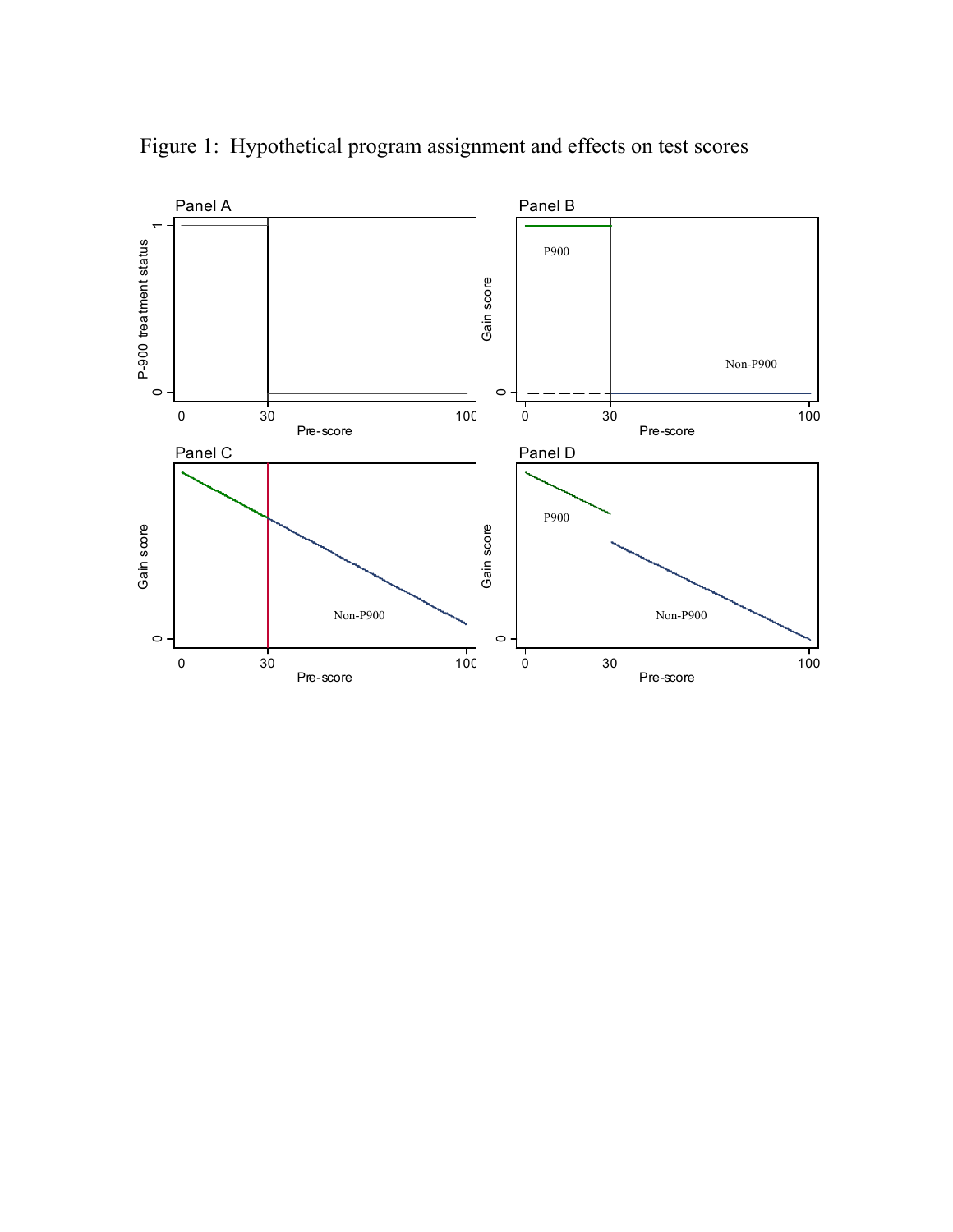Figure 1: Hypothetical program assignment and effects on test scores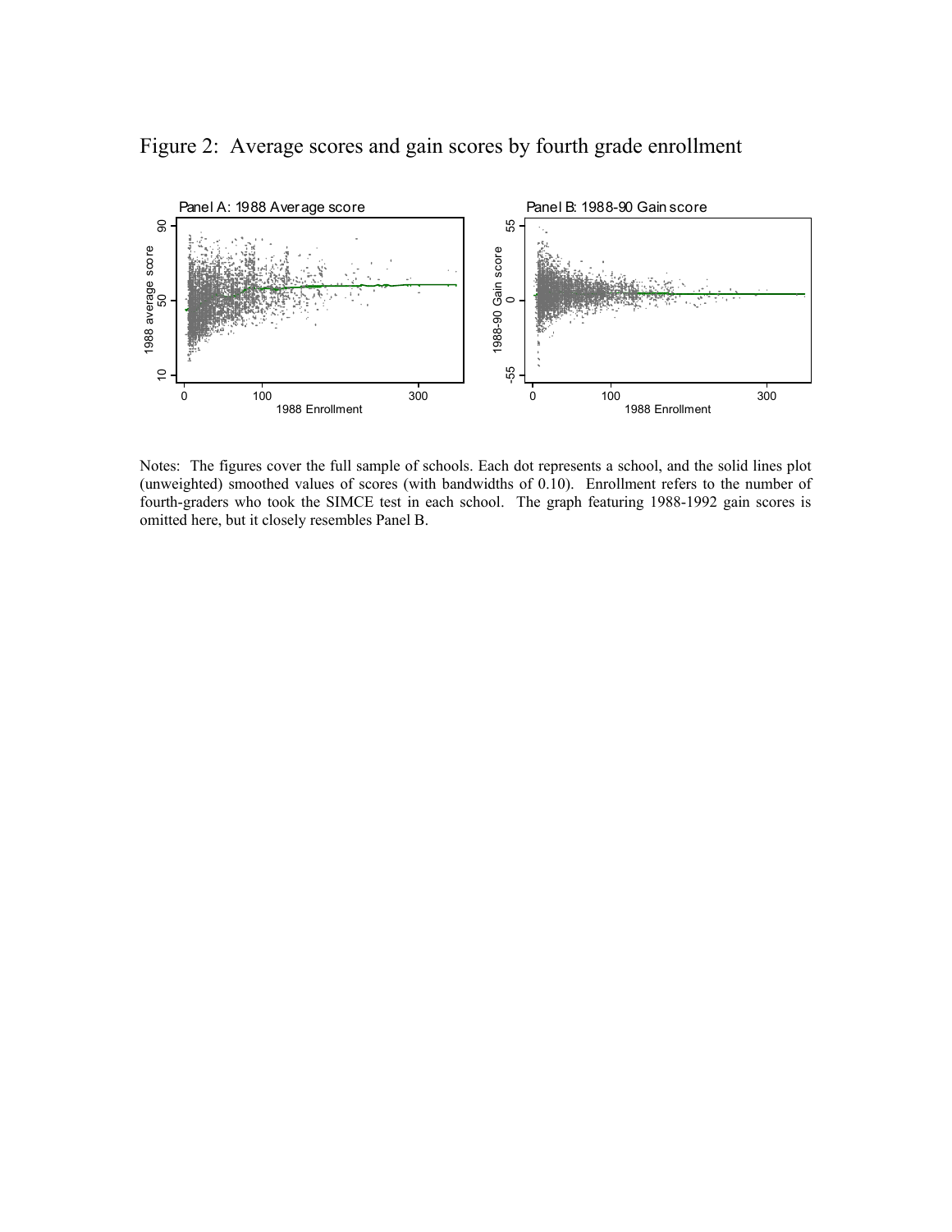Figure 2: Average scores and gain scores by fourth grade enrollment

Notes: The figures cover the full sample of schools. Each dot represents a school, and the solid lines plot (unweighted) smoothed values of scores (with bandwidths of 0.10). Enrollment refers to the number of fourth-graders who took the SIMCE test in each school. The graph featuring 1988-1992 gain scores is omitted here, but it closely resembles Panel B.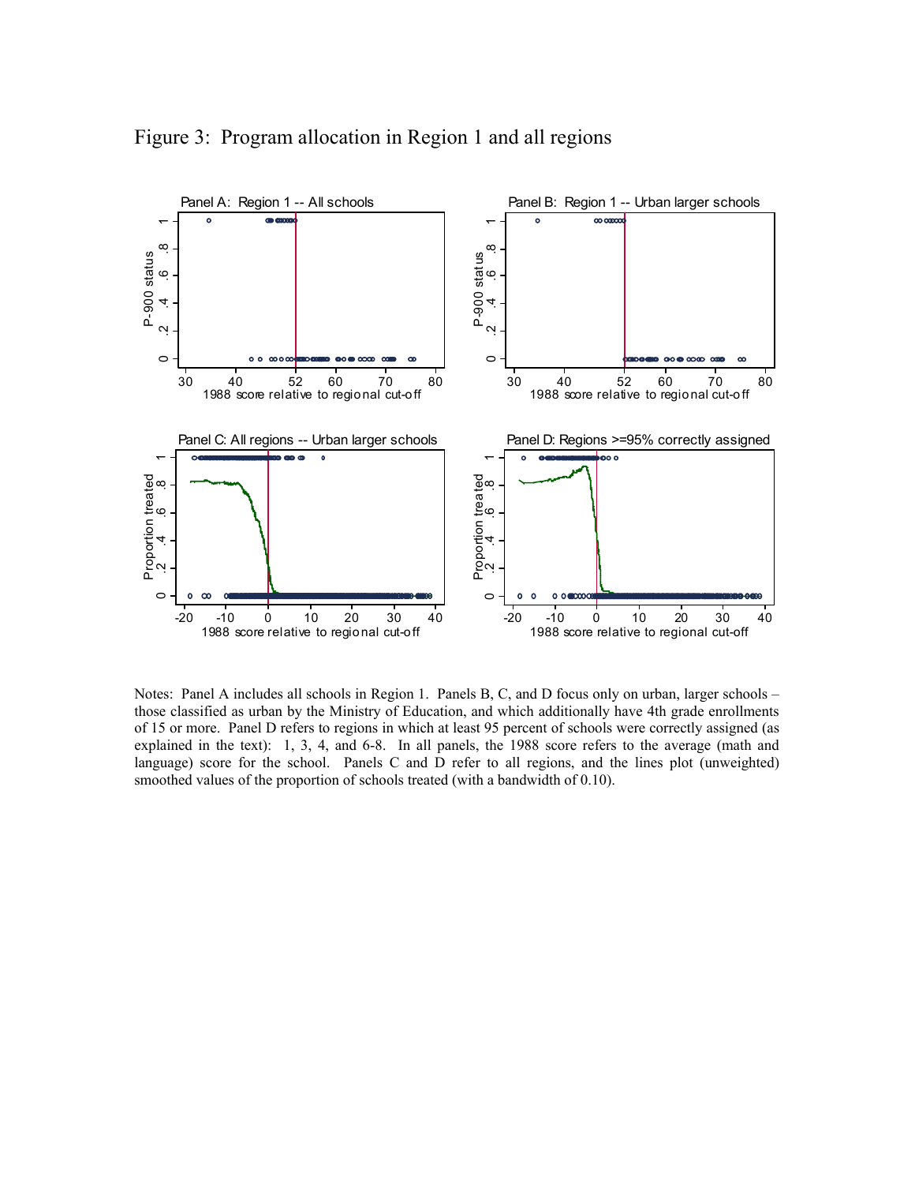Figure 3: Program allocation in Region 1 and all regions

Notes: Panel A includes all schools in Region 1. Panels B, C, and D focus only on urban, larger schools – those classified as urban by the Ministry of Education, and which additionally have 4th grade enrollments of 15 or more. Panel D refers to regions in which at least 95 percent of schools were correctly assigned (as explained in the text): 1, 3, 4, and 6-8. In all panels, the 1988 score refers to the average (math and language) score for the school. Panels C and D refer to all regions, and the lines plot (unweighted) smoothed values of the proportion of schools treated (with a bandwidth of 0.10).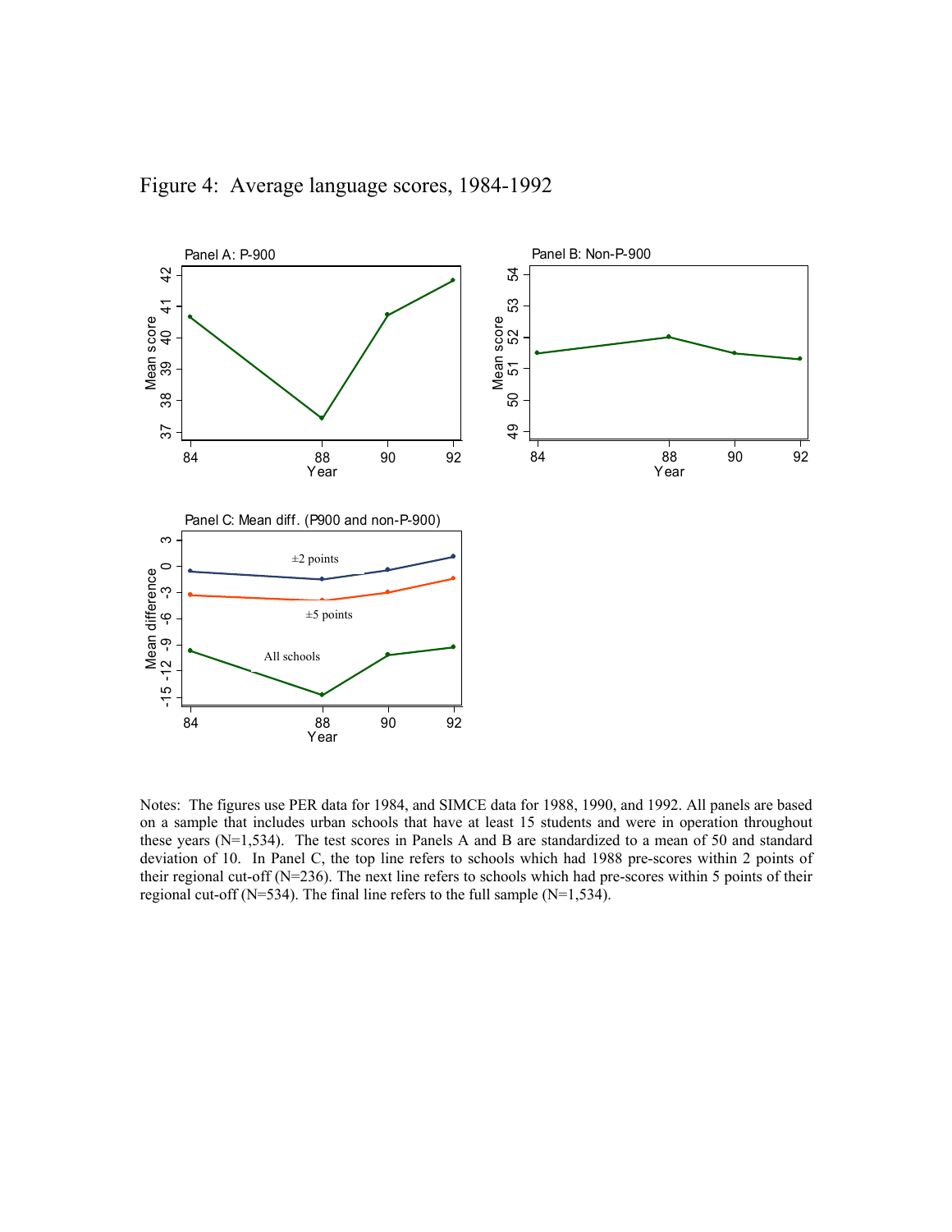Figure 4: Average language scores, 1984-1992

Notes: The figures use PER data for 1984, and SIMCE data for 1988, 1990, and 1992. All panels are based on a sample that includes urban schools that have at least 15 students and were in operation throughout these years (N=1,534). The test scores in Panels A and B are standardized to a mean of 50 and standard deviation of 10. In Panel C, the top line refers to schools which had 1988 pre-scores within 2 points of their regional cut-off (N=236). The next line refers to schools which had pre-scores within 5 points of their regional cut-off (N=534). The final line refers to the full sample (N=1,534).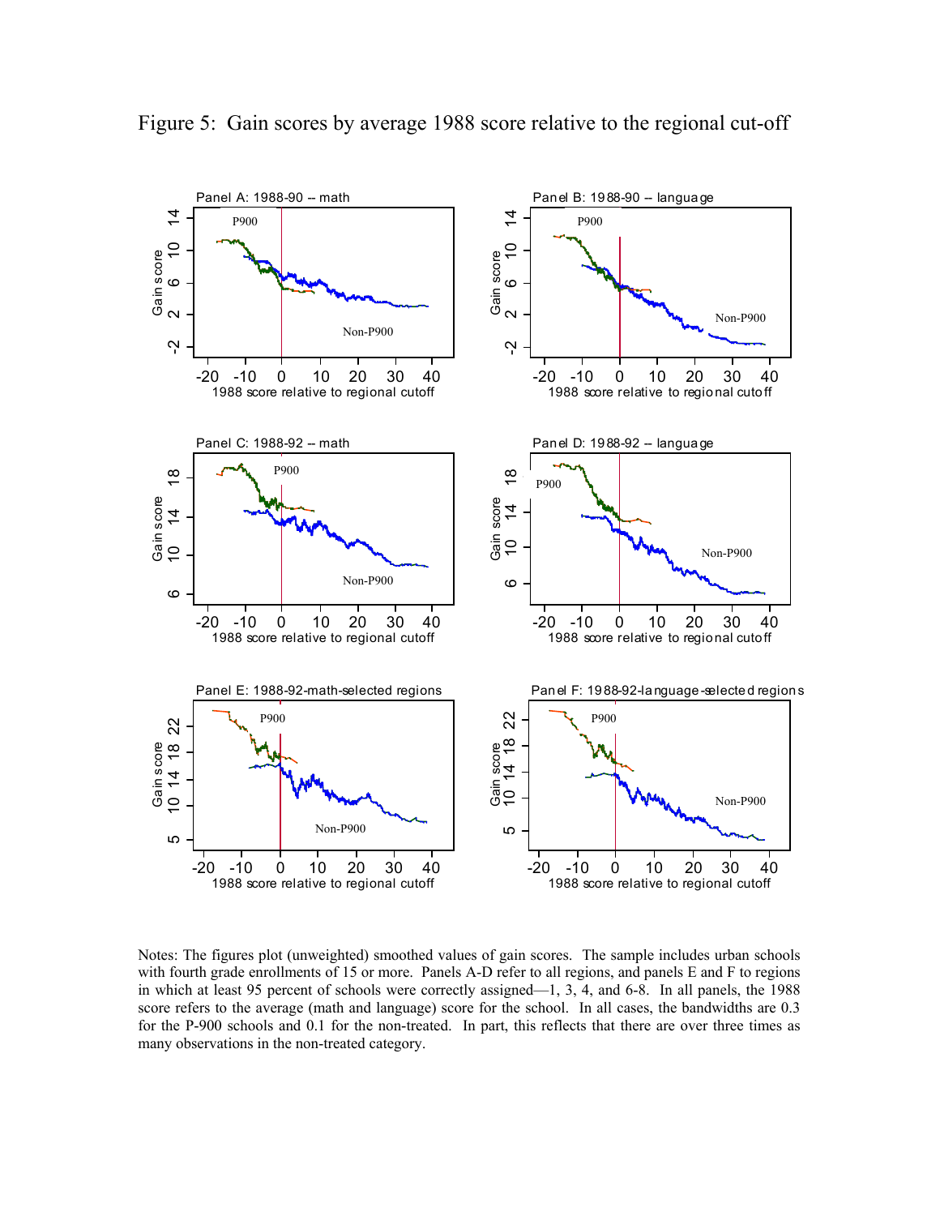# Figure 5: Gain scores by average 1988 score relative to the regional cut-off

Notes: The figures plot (unweighted) smoothed values of gain scores. The sample includes urban schools with fourth grade enrollments of 15 or more. Panels A-D refer to all regions, and panels E and F to regions in which at least 95 percent of schools were correctly assigned—1, 3, 4, and 6-8. In all panels, the 1988 score refers to the average (math and language) score for the school. In all cases, the bandwidths are 0.3 for the P-900 schools and 0.1 for the non-treated. In part, this reflects that there are over three times as many observations in the non-treated category.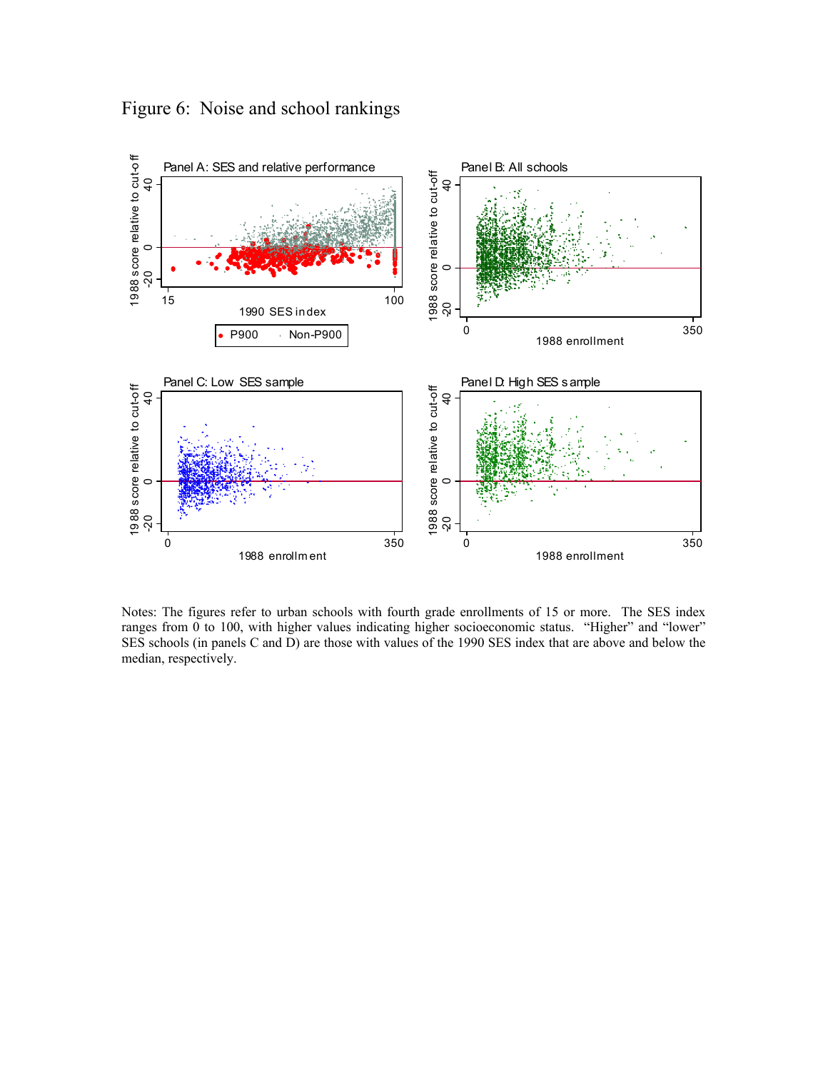Figure 6: Noise and school rankings

Panel A: SES and relative performance

1988 score relative to cut-off

40
0
-20

15
100

1990 SES index

P900
Non-P900

Panel B: All schools

1988 score relative to cut-off

40
0
-20

0
350

1988 enrollment

Panel C: Low SES sample

1988 score relative to cut-off

40
0
-20

0
350

1988 enrollment

Panel D: High SES sample

1988 score relative to cut-off

40
0
-20

0
350

1988 enrollment

Notes: The figures refer to urban schools with fourth grade enrollments of 15 or more. The SES index ranges from 0 to 100, with higher values indicating higher socioeconomic status. "Higher" and "lower" SES schools (in panels C and D) are those with values of the 1990 SES index that are above and below the median, respectively.